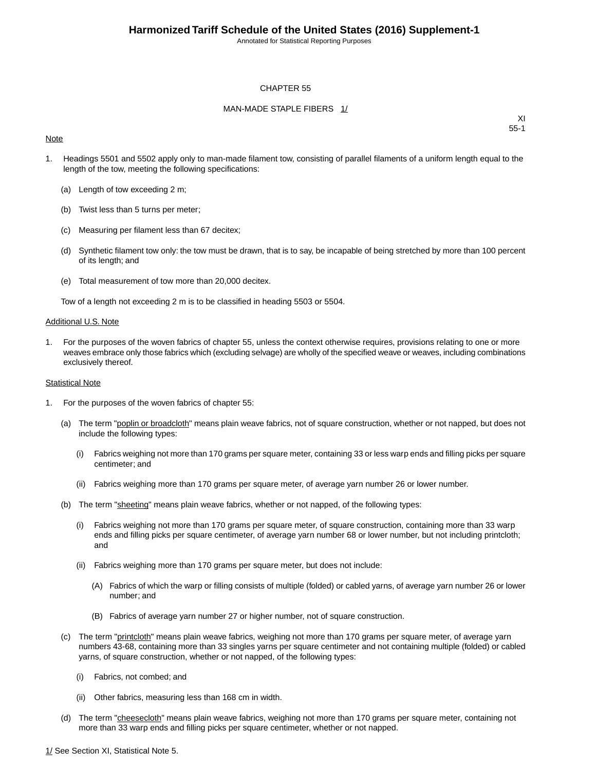# CHAPTER 55

## MAN-MADE STAPLE FIBERS 1/

XI
55-1

Note

1. Headings 5501 and 5502 apply only to man-made filament tow, consisting of parallel filaments of a uniform length equal to the length of the tow, meeting the following specifications:

   (a) Length of tow exceeding 2 m;

   (b) Twist less than 5 turns per meter;

   (c) Measuring per filament less than 67 decitex;

   (d) Synthetic filament tow only: the tow must be drawn, that is to say, be incapable of being stretched by more than 100 percent of its length; and

   (e) Total measurement of tow more than 20,000 decitex.

   Tow of a length not exceeding 2 m is to be classified in heading 5503 or 5504.

Additional U.S. Note

1. For the purposes of the woven fabrics of chapter 55, unless the context otherwise requires, provisions relating to one or more weaves embrace only those fabrics which (excluding selvage) are wholly of the specified weave or weaves, including combinations exclusively thereof.

Statistical Note

1. For the purposes of the woven fabrics of chapter 55:

   (a) The term "poplin or broadcloth" means plain weave fabrics, not of square construction, whether or not napped, but does not include the following types:

      (i) Fabrics weighing not more than 170 grams per square meter, containing 33 or less warp ends and filling picks per square centimeter; and

      (ii) Fabrics weighing more than 170 grams per square meter, of average yarn number 26 or lower number.

   (b) The term "sheeting" means plain weave fabrics, whether or not napped, of the following types:

      (i) Fabrics weighing not more than 170 grams per square meter, of square construction, containing more than 33 warp ends and filling picks per square centimeter, of average yarn number 68 or lower number, but not including printcloth; and

      (ii) Fabrics weighing more than 170 grams per square meter, but does not include:

         (A) Fabrics of which the warp or filling consists of multiple (folded) or cabled yarns, of average yarn number 26 or lower number; and

         (B) Fabrics of average yarn number 27 or higher number, not of square construction.

   (c) The term "printcloth" means plain weave fabrics, weighing not more than 170 grams per square meter, of average yarn numbers 43-68, containing more than 33 singles yarns per square centimeter and not containing multiple (folded) or cabled yarns, of square construction, whether or not napped, of the following types:

      (i) Fabrics, not combed; and

      (ii) Other fabrics, measuring less than 168 cm in width.

   (d) The term "cheesecloth" means plain weave fabrics, weighing not more than 170 grams per square meter, containing not more than 33 warp ends and filling picks per square centimeter, whether or not napped.

1/ See Section XI, Statistical Note 5.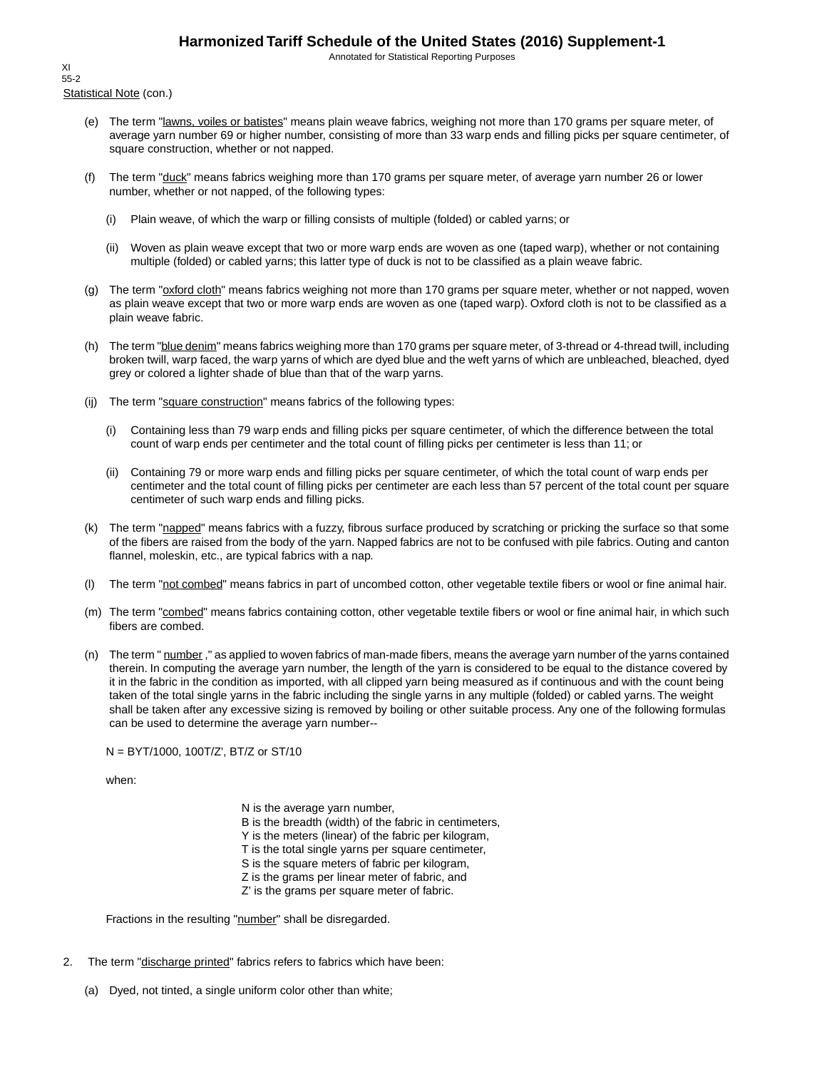XI
55-2
Statistical Note (con.)

(e) The term "lawns, voiles or batistes" means plain weave fabrics, weighing not more than 170 grams per square meter, of average yarn number 69 or higher number, consisting of more than 33 warp ends and filling picks per square centimeter, of square construction, whether or not napped.

(f) The term "duck" means fabrics weighing more than 170 grams per square meter, of average yarn number 26 or lower number, whether or not napped, of the following types:

(i) Plain weave, of which the warp or filling consists of multiple (folded) or cabled yarns; or

(ii) Woven as plain weave except that two or more warp ends are woven as one (taped warp), whether or not containing multiple (folded) or cabled yarns; this latter type of duck is not to be classified as a plain weave fabric.

(g) The term "oxford cloth" means fabrics weighing not more than 170 grams per square meter, whether or not napped, woven as plain weave except that two or more warp ends are woven as one (taped warp). Oxford cloth is not to be classified as a plain weave fabric.

(h) The term "blue denim" means fabrics weighing more than 170 grams per square meter, of 3-thread or 4-thread twill, including broken twill, warp faced, the warp yarns of which are dyed blue and the weft yarns of which are unbleached, bleached, dyed grey or colored a lighter shade of blue than that of the warp yarns.

(ij) The term "square construction" means fabrics of the following types:

(i) Containing less than 79 warp ends and filling picks per square centimeter, of which the difference between the total count of warp ends per centimeter and the total count of filling picks per centimeter is less than 11; or

(ii) Containing 79 or more warp ends and filling picks per square centimeter, of which the total count of warp ends per centimeter and the total count of filling picks per centimeter are each less than 57 percent of the total count per square centimeter of such warp ends and filling picks.

(k) The term "napped" means fabrics with a fuzzy, fibrous surface produced by scratching or pricking the surface so that some of the fibers are raised from the body of the yarn. Napped fabrics are not to be confused with pile fabrics. Outing and canton flannel, moleskin, etc., are typical fabrics with a nap.

(l) The term "not combed" means fabrics in part of uncombed cotton, other vegetable textile fibers or wool or fine animal hair.

(m) The term "combed" means fabrics containing cotton, other vegetable textile fibers or wool or fine animal hair, in which such fibers are combed.

(n) The term " number ," as applied to woven fabrics of man-made fibers, means the average yarn number of the yarns contained therein. In computing the average yarn number, the length of the yarn is considered to be equal to the distance covered by it in the fabric in the condition as imported, with all clipped yarn being measured as if continuous and with the count being taken of the total single yarns in the fabric including the single yarns in any multiple (folded) or cabled yarns. The weight shall be taken after any excessive sizing is removed by boiling or other suitable process. Any one of the following formulas can be used to determine the average yarn number--

$N = BYT/1000, 100T/Z', BT/Z \text{ or } ST/10$

when:

N is the average yarn number,
B is the breadth (width) of the fabric in centimeters,
Y is the meters (linear) of the fabric per kilogram,
T is the total single yarns per square centimeter,
S is the square meters of fabric per kilogram,
Z is the grams per linear meter of fabric, and
Z' is the grams per square meter of fabric.

Fractions in the resulting "number" shall be disregarded.

2. The term "discharge printed" fabrics refers to fabrics which have been:

(a) Dyed, not tinted, a single uniform color other than white;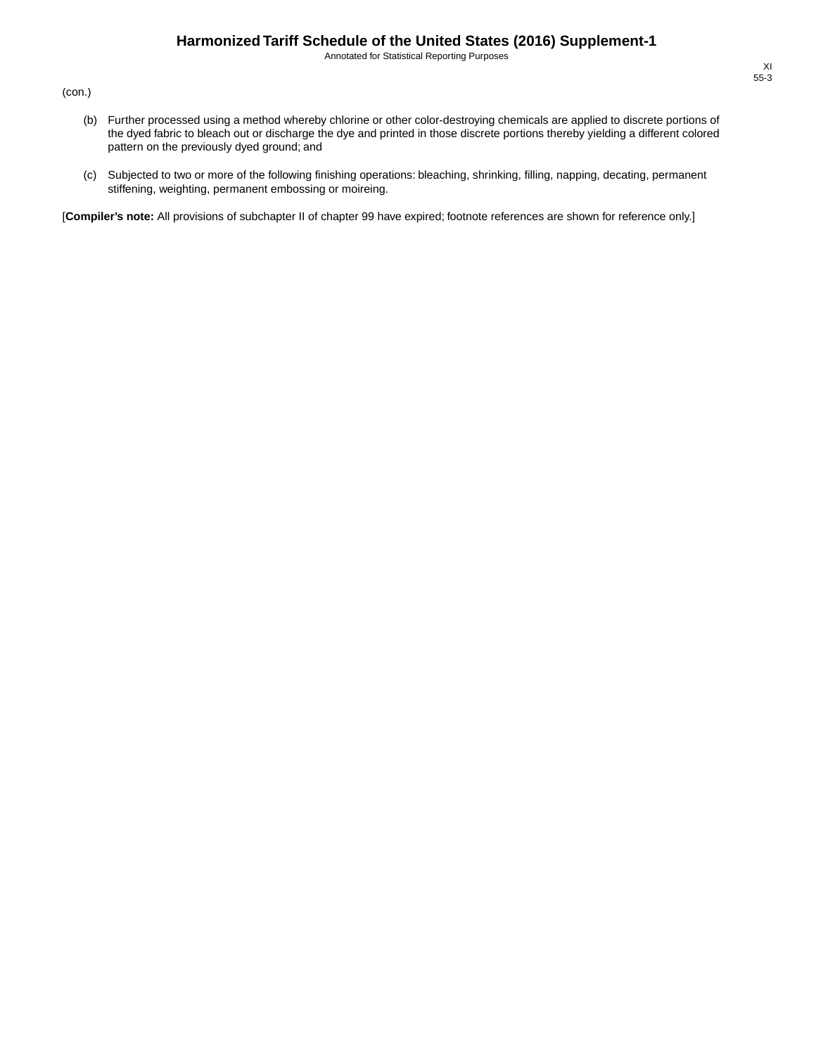(con.)

(b) Further processed using a method whereby chlorine or other color-destroying chemicals are applied to discrete portions of the dyed fabric to bleach out or discharge the dye and printed in those discrete portions thereby yielding a different colored pattern on the previously dyed ground; and

(c) Subjected to two or more of the following finishing operations: bleaching, shrinking, filling, napping, decating, permanent stiffening, weighting, permanent embossing or moireing.

[**Compiler's note:** All provisions of subchapter II of chapter 99 have expired; footnote references are shown for reference only.]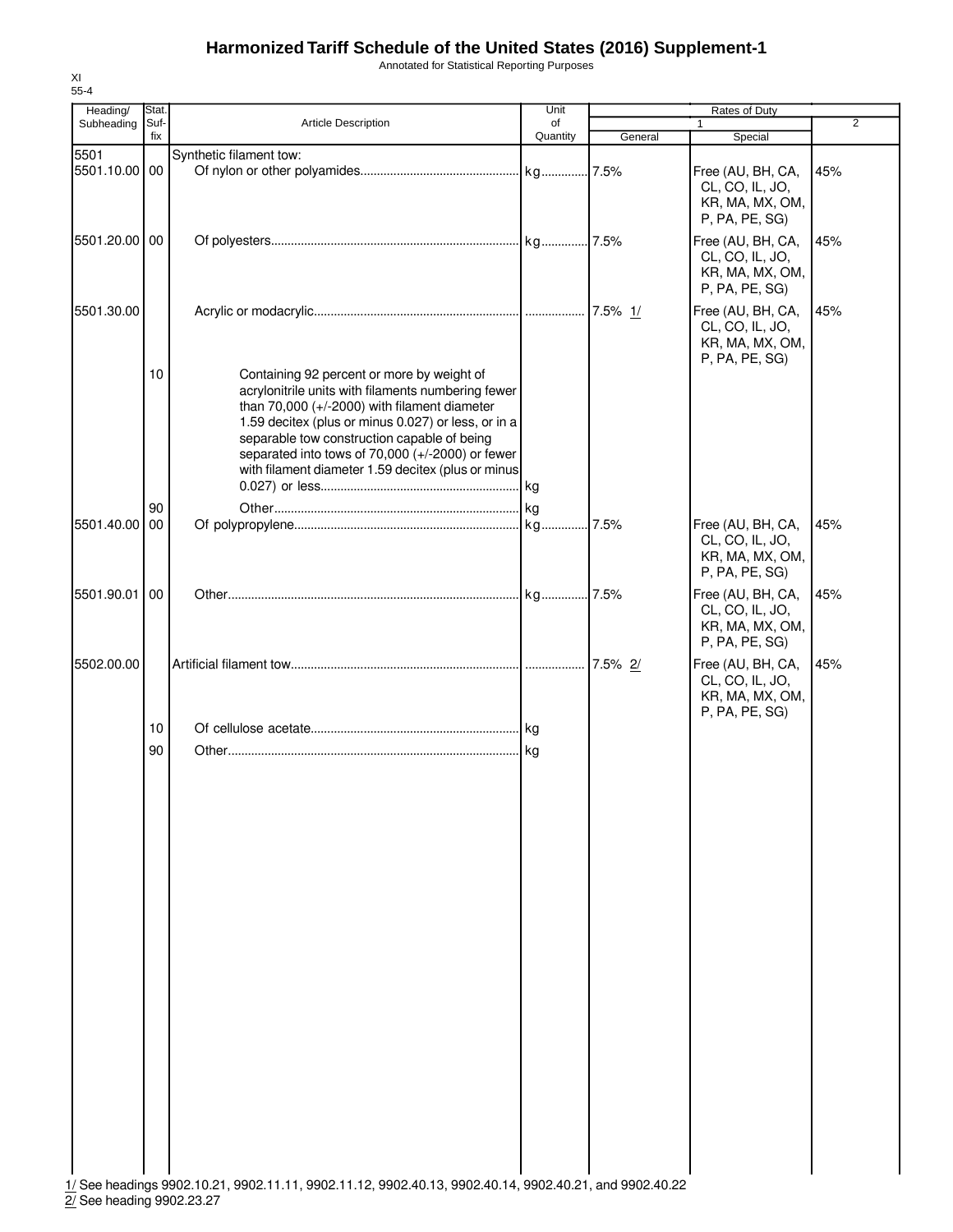# Harmonized Tariff Schedule of the United States (2016) Supplement-1

Annotated for Statistical Reporting Purposes

XI
55-4

| Heading/ Subheading | Stat. Suf-fix | Article Description | Unit of Quantity | Rates of Duty 1 General | Rates of Duty 1 Special | 2 |
|---|---|---|---|---|---|---|
| 5501 | | Synthetic filament tow: | | | | |
| 5501.10.00 | 00 | Of nylon or other polyamides | kg | 7.5% | Free (AU, BH, CA, CL, CO, IL, JO, KR, MA, MX, OM, P, PA, PE, SG) | 45% |
| 5501.20.00 | 00 | Of polyesters | kg | 7.5% | Free (AU, BH, CA, CL, CO, IL, JO, KR, MA, MX, OM, P, PA, PE, SG) | 45% |
| 5501.30.00 | | Acrylic or modacrylic | | 7.5% 1/ | Free (AU, BH, CA, CL, CO, IL, JO, KR, MA, MX, OM, P, PA, PE, SG) | 45% |
| | 10 | Containing 92 percent or more by weight of acrylonitrile units with filaments numbering fewer than 70,000 (+/-2000) with filament diameter 1.59 decitex (plus or minus 0.027) or less, or in a separable tow construction capable of being separated into tows of 70,000 (+/-2000) or fewer with filament diameter 1.59 decitex (plus or minus 0.027) or less | kg | | | |
| | 90 | Other | kg | | | |
| 5501.40.00 | 00 | Of polypropylene | kg | 7.5% | Free (AU, BH, CA, CL, CO, IL, JO, KR, MA, MX, OM, P, PA, PE, SG) | 45% |
| 5501.90.01 | 00 | Other | kg | 7.5% | Free (AU, BH, CA, CL, CO, IL, JO, KR, MA, MX, OM, P, PA, PE, SG) | 45% |
| 5502.00.00 | | Artificial filament tow | | 7.5% 2/ | Free (AU, BH, CA, CL, CO, IL, JO, KR, MA, MX, OM, P, PA, PE, SG) | 45% |
| | 10 | Of cellulose acetate | kg | | | |
| | 90 | Other | kg | | | |

1/ See headings 9902.10.21, 9902.11.11, 9902.11.12, 9902.40.13, 9902.40.14, 9902.40.21, and 9902.40.22
2/ See heading 9902.23.27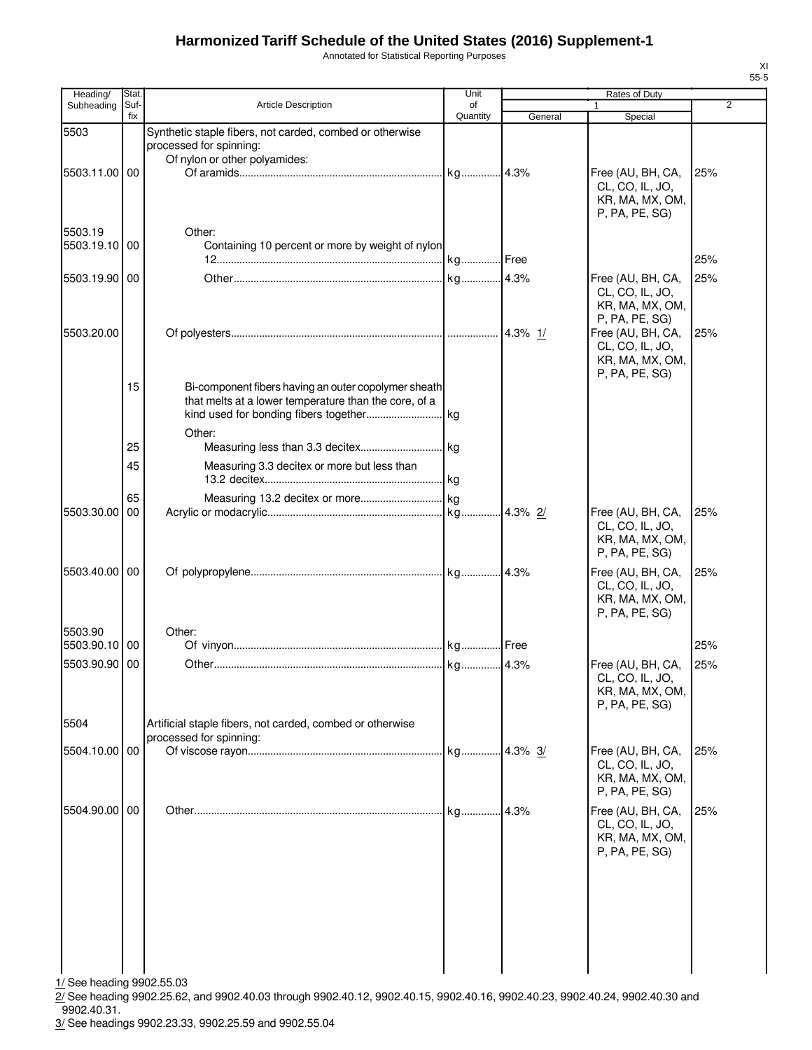# Harmonized Tariff Schedule of the United States (2016) Supplement-1

Annotated for Statistical Reporting Purposes

| Heading/ Subheading | Stat. Suf-fix | Article Description | Unit of Quantity | Rates of Duty 1 General | Rates of Duty 1 Special | Rates of Duty 2 |
|---|---|---|---|---|---|---|
| 5503 | | Synthetic staple fibers, not carded, combed or otherwise processed for spinning: | | | | |
| | | Of nylon or other polyamides: | | | | |
| 5503.11.00 | 00 | Of aramids | kg | 4.3% | Free (AU, BH, CA, CL, CO, IL, JO, KR, MA, MX, OM, P, PA, PE, SG) | 25% |
| 5503.19 | | Other: | | | | |
| 5503.19.10 | 00 | Containing 10 percent or more by weight of nylon 12 | kg | Free | | 25% |
| 5503.19.90 | 00 | Other | kg | 4.3% | Free (AU, BH, CA, CL, CO, IL, JO, KR, MA, MX, OM, P, PA, PE, SG) | 25% |
| 5503.20.00 | | Of polyesters | | 4.3% 1/ | Free (AU, BH, CA, CL, CO, IL, JO, KR, MA, MX, OM, P, PA, PE, SG) | 25% |
| | 15 | Bi-component fibers having an outer copolymer sheath that melts at a lower temperature than the core, of a kind used for bonding fibers together | kg | | | |
| | | Other: | | | | |
| | 25 | Measuring less than 3.3 decitex | kg | | | |
| | 45 | Measuring 3.3 decitex or more but less than 13.2 decitex | kg | | | |
| | 65 | Measuring 13.2 decitex or more | kg | | | |
| 5503.30.00 | 00 | Acrylic or modacrylic | kg | 4.3% 2/ | Free (AU, BH, CA, CL, CO, IL, JO, KR, MA, MX, OM, P, PA, PE, SG) | 25% |
| 5503.40.00 | 00 | Of polypropylene | kg | 4.3% | Free (AU, BH, CA, CL, CO, IL, JO, KR, MA, MX, OM, P, PA, PE, SG) | 25% |
| 5503.90 | | Other: | | | | |
| 5503.90.10 | 00 | Of vinyon | kg | Free | | 25% |
| 5503.90.90 | 00 | Other | kg | 4.3% | Free (AU, BH, CA, CL, CO, IL, JO, KR, MA, MX, OM, P, PA, PE, SG) | 25% |
| 5504 | | Artificial staple fibers, not carded, combed or otherwise processed for spinning: | | | | |
| 5504.10.00 | 00 | Of viscose rayon | kg | 4.3% 3/ | Free (AU, BH, CA, CL, CO, IL, JO, KR, MA, MX, OM, P, PA, PE, SG) | 25% |
| 5504.90.00 | 00 | Other | kg | 4.3% | Free (AU, BH, CA, CL, CO, IL, JO, KR, MA, MX, OM, P, PA, PE, SG) | 25% |

1/ See heading 9902.55.03

2/ See heading 9902.25.62, and 9902.40.03 through 9902.40.12, 9902.40.15, 9902.40.16, 9902.40.23, 9902.40.24, 9902.40.30 and 9902.40.31.

3/ See headings 9902.23.33, 9902.25.59 and 9902.55.04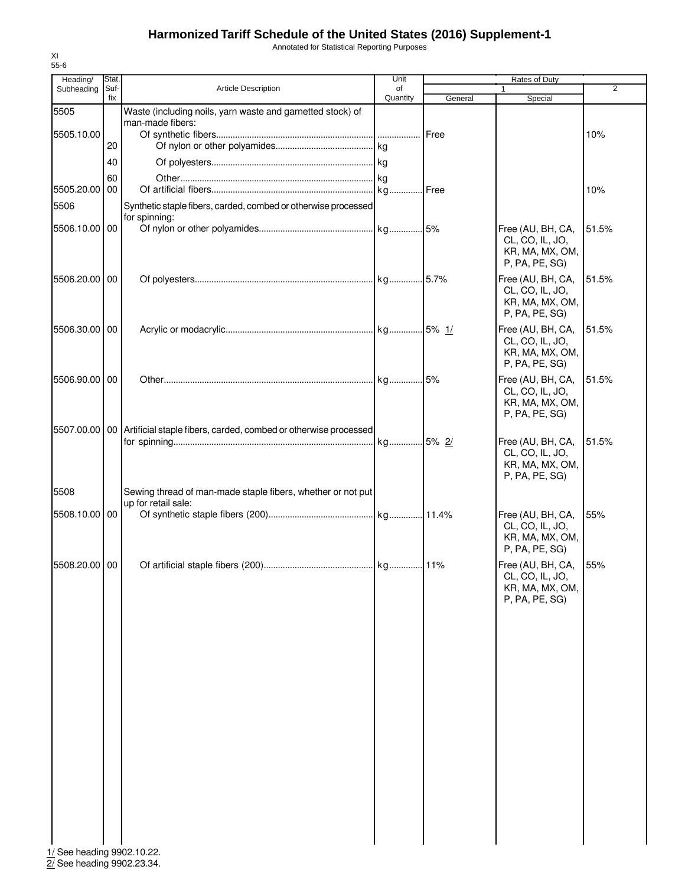# Harmonized Tariff Schedule of the United States (2016) Supplement-1

Annotated for Statistical Reporting Purposes

XI
55-6

| Heading/ Subheading | Stat. Suf- fix | Article Description | Unit of Quantity | Rates of Duty | | |
|---|---|---|---|---|---|---|
| | | | | 1 | | 2 |
| | | | | General | Special | |
| 5505 | | Waste (including noils, yarn waste and garnetted stock) of man-made fibers: | | | | |
| 5505.10.00 | | Of synthetic fibers | | Free | | 10% |
| | 20 | Of nylon or other polyamides | kg | | | |
| | 40 | Of polyesters | kg | | | |
| | 60 | Other | kg | | | |
| 5505.20.00 | 00 | Of artificial fibers | kg | Free | | 10% |
| 5506 | | Synthetic staple fibers, carded, combed or otherwise processed for spinning: | | | | |
| 5506.10.00 | 00 | Of nylon or other polyamides | kg | 5% | Free (AU, BH, CA, CL, CO, IL, JO, KR, MA, MX, OM, P, PA, PE, SG) | 51.5% |
| 5506.20.00 | 00 | Of polyesters | kg | 5.7% | Free (AU, BH, CA, CL, CO, IL, JO, KR, MA, MX, OM, P, PA, PE, SG) | 51.5% |
| 5506.30.00 | 00 | Acrylic or modacrylic | kg | 5% 1/ | Free (AU, BH, CA, CL, CO, IL, JO, KR, MA, MX, OM, P, PA, PE, SG) | 51.5% |
| 5506.90.00 | 00 | Other | kg | 5% | Free (AU, BH, CA, CL, CO, IL, JO, KR, MA, MX, OM, P, PA, PE, SG) | 51.5% |
| 5507.00.00 | 00 | Artificial staple fibers, carded, combed or otherwise processed for spinning | kg | 5% 2/ | Free (AU, BH, CA, CL, CO, IL, JO, KR, MA, MX, OM, P, PA, PE, SG) | 51.5% |
| 5508 | | Sewing thread of man-made staple fibers, whether or not put up for retail sale: | | | | |
| 5508.10.00 | 00 | Of synthetic staple fibers (200) | kg | 11.4% | Free (AU, BH, CA, CL, CO, IL, JO, KR, MA, MX, OM, P, PA, PE, SG) | 55% |
| 5508.20.00 | 00 | Of artificial staple fibers (200) | kg | 11% | Free (AU, BH, CA, CL, CO, IL, JO, KR, MA, MX, OM, P, PA, PE, SG) | 55% |

1/ See heading 9902.10.22.
2/ See heading 9902.23.34.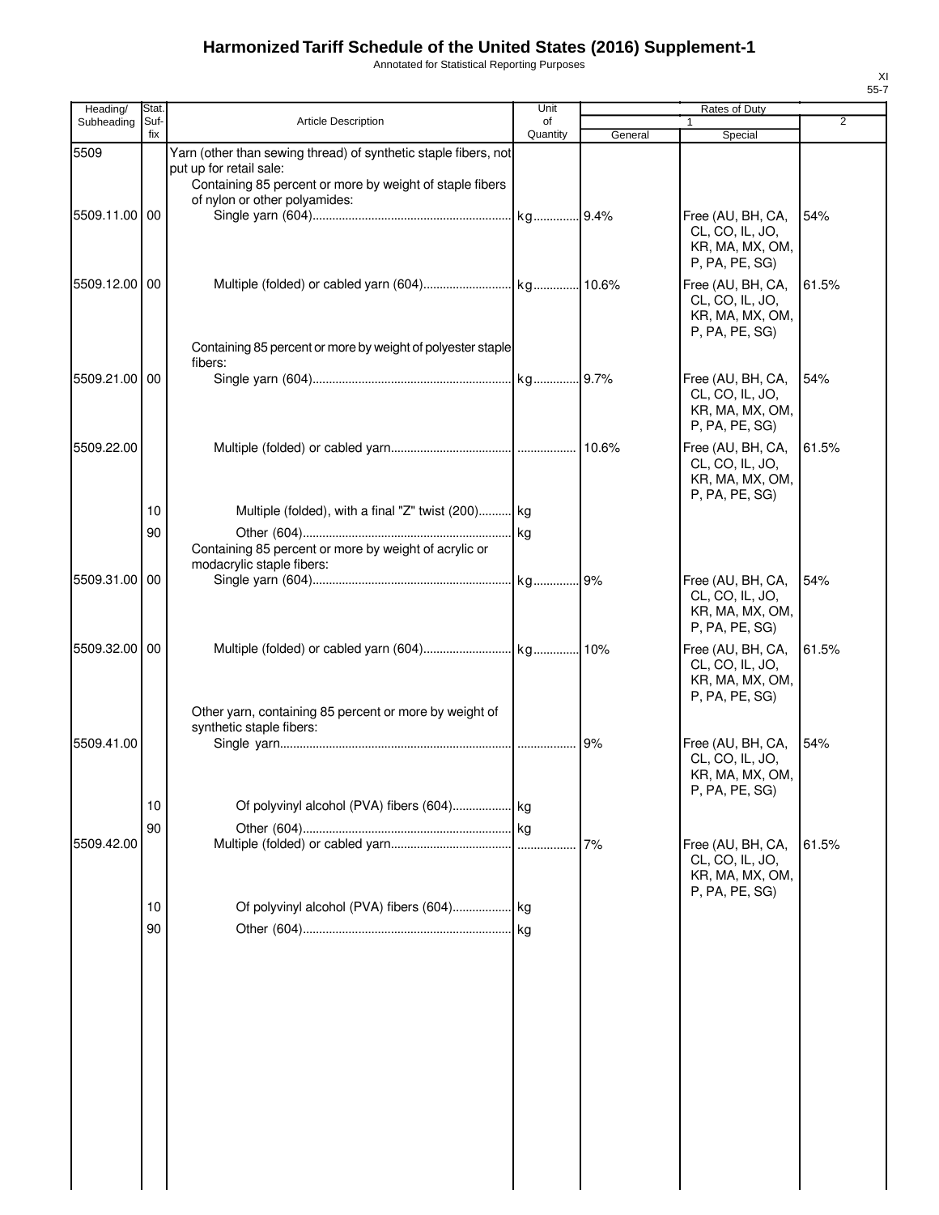# Harmonized Tariff Schedule of the United States (2016) Supplement-1

Annotated for Statistical Reporting Purposes

| Heading/ Subheading | Stat. Suf- fix | Article Description | Unit of Quantity | Rates of Duty 1 General | Special | 2 |
|---|---|---|---|---|---|---|
| 5509 | | Yarn (other than sewing thread) of synthetic staple fibers, not put up for retail sale: | | | | |
| | | Containing 85 percent or more by weight of staple fibers of nylon or other polyamides: | | | | |
| 5509.11.00 | 00 | Single yarn (604) | kg | 9.4% | Free (AU, BH, CA, CL, CO, IL, JO, KR, MA, MX, OM, P, PA, PE, SG) | 54% |
| 5509.12.00 | 00 | Multiple (folded) or cabled yarn (604) | kg | 10.6% | Free (AU, BH, CA, CL, CO, IL, JO, KR, MA, MX, OM, P, PA, PE, SG) | 61.5% |
| | | Containing 85 percent or more by weight of polyester staple fibers: | | | | |
| 5509.21.00 | 00 | Single yarn (604) | kg | 9.7% | Free (AU, BH, CA, CL, CO, IL, JO, KR, MA, MX, OM, P, PA, PE, SG) | 54% |
| 5509.22.00 | | Multiple (folded) or cabled yarn | | 10.6% | Free (AU, BH, CA, CL, CO, IL, JO, KR, MA, MX, OM, P, PA, PE, SG) | 61.5% |
| | 10 | Multiple (folded), with a final "Z" twist (200) | kg | | | |
| | 90 | Other (604) | kg | | | |
| | | Containing 85 percent or more by weight of acrylic or modacrylic staple fibers: | | | | |
| 5509.31.00 | 00 | Single yarn (604) | kg | 9% | Free (AU, BH, CA, CL, CO, IL, JO, KR, MA, MX, OM, P, PA, PE, SG) | 54% |
| 5509.32.00 | 00 | Multiple (folded) or cabled yarn (604) | kg | 10% | Free (AU, BH, CA, CL, CO, IL, JO, KR, MA, MX, OM, P, PA, PE, SG) | 61.5% |
| | | Other yarn, containing 85 percent or more by weight of synthetic staple fibers: | | | | |
| 5509.41.00 | | Single yarn | | 9% | Free (AU, BH, CA, CL, CO, IL, JO, KR, MA, MX, OM, P, PA, PE, SG) | 54% |
| | 10 | Of polyvinyl alcohol (PVA) fibers (604) | kg | | | |
| | 90 | Other (604) | kg | | | |
| 5509.42.00 | | Multiple (folded) or cabled yarn | | 7% | Free (AU, BH, CA, CL, CO, IL, JO, KR, MA, MX, OM, P, PA, PE, SG) | 61.5% |
| | 10 | Of polyvinyl alcohol (PVA) fibers (604) | kg | | | |
| | 90 | Other (604) | kg | | | |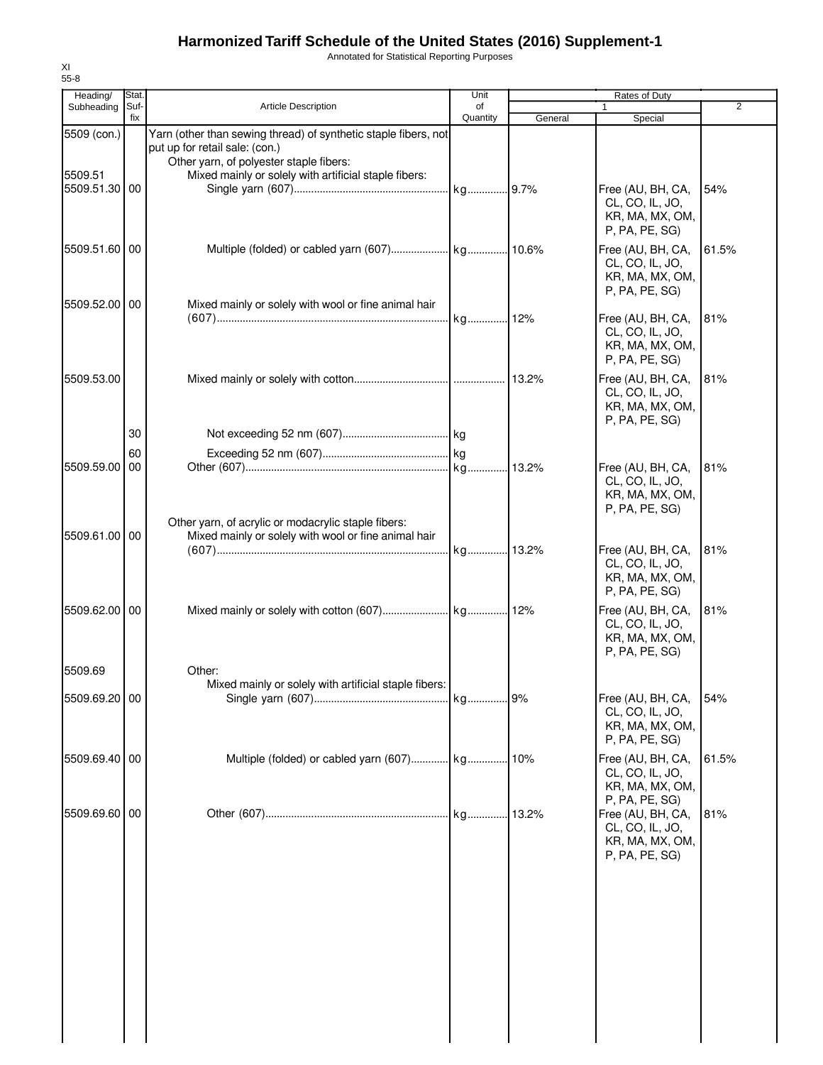# Harmonized Tariff Schedule of the United States (2016) Supplement-1

Annotated for Statistical Reporting Purposes

XI
55-8

| Heading/ Subheading | Stat. Suf- fix | Article Description | Unit of Quantity | Rates of Duty 1 General | Special | 2 |
|---|---|---|---|---|---|---|
| 5509 (con.) | | Yarn (other than sewing thread) of synthetic staple fibers, not put up for retail sale: (con.) | | | | |
| | | Other yarn, of polyester staple fibers: | | | | |
| 5509.51 | | Mixed mainly or solely with artificial staple fibers: | | | | |
| 5509.51.30 | 00 | Single yarn (607) | kg | 9.7% | Free (AU, BH, CA, CL, CO, IL, JO, KR, MA, MX, OM, P, PA, PE, SG) | 54% |
| 5509.51.60 | 00 | Multiple (folded) or cabled yarn (607) | kg | 10.6% | Free (AU, BH, CA, CL, CO, IL, JO, KR, MA, MX, OM, P, PA, PE, SG) | 61.5% |
| 5509.52.00 | 00 | Mixed mainly or solely with wool or fine animal hair (607) | kg | 12% | Free (AU, BH, CA, CL, CO, IL, JO, KR, MA, MX, OM, P, PA, PE, SG) | 81% |
| 5509.53.00 | | Mixed mainly or solely with cotton | | 13.2% | Free (AU, BH, CA, CL, CO, IL, JO, KR, MA, MX, OM, P, PA, PE, SG) | 81% |
| | 30 | Not exceeding 52 nm (607) | kg | | | |
| | 60 | Exceeding 52 nm (607) | kg | | | |
| 5509.59.00 | 00 | Other (607) | kg | 13.2% | Free (AU, BH, CA, CL, CO, IL, JO, KR, MA, MX, OM, P, PA, PE, SG) | 81% |
| | | Other yarn, of acrylic or modacrylic staple fibers: | | | | |
| 5509.61.00 | 00 | Mixed mainly or solely with wool or fine animal hair (607) | kg | 13.2% | Free (AU, BH, CA, CL, CO, IL, JO, KR, MA, MX, OM, P, PA, PE, SG) | 81% |
| 5509.62.00 | 00 | Mixed mainly or solely with cotton (607) | kg | 12% | Free (AU, BH, CA, CL, CO, IL, JO, KR, MA, MX, OM, P, PA, PE, SG) | 81% |
| 5509.69 | | Other: | | | | |
| | | Mixed mainly or solely with artificial staple fibers: | | | | |
| 5509.69.20 | 00 | Single yarn (607) | kg | 9% | Free (AU, BH, CA, CL, CO, IL, JO, KR, MA, MX, OM, P, PA, PE, SG) | 54% |
| 5509.69.40 | 00 | Multiple (folded) or cabled yarn (607) | kg | 10% | Free (AU, BH, CA, CL, CO, IL, JO, KR, MA, MX, OM, P, PA, PE, SG) | 61.5% |
| 5509.69.60 | 00 | Other (607) | kg | 13.2% | Free (AU, BH, CA, CL, CO, IL, JO, KR, MA, MX, OM, P, PA, PE, SG) | 81% |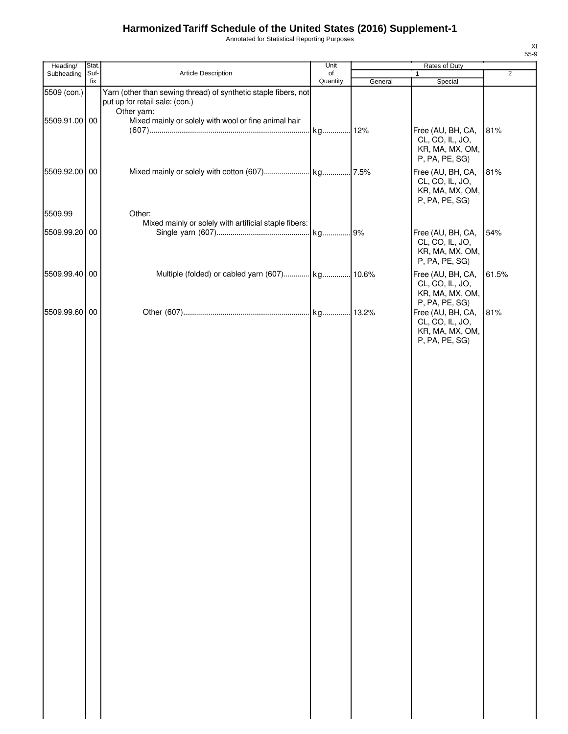# Harmonized Tariff Schedule of the United States (2016) Supplement-1

Annotated for Statistical Reporting Purposes

XI
55-9

| Heading/ Subheading | Stat. Suf-fix | Article Description | Unit of Quantity | Rates of Duty 1 General | Rates of Duty 1 Special | Rates of Duty 2 |
|---|---|---|---|---|---|---|
| 5509 (con.) | | Yarn (other than sewing thread) of synthetic staple fibers, not put up for retail sale: (con.) | | | | |
| | | Other yarn: | | | | |
| 5509.91.00 | 00 | Mixed mainly or solely with wool or fine animal hair (607) | kg | 12% | Free (AU, BH, CA, CL, CO, IL, JO, KR, MA, MX, OM, P, PA, PE, SG) | 81% |
| 5509.92.00 | 00 | Mixed mainly or solely with cotton (607) | kg | 7.5% | Free (AU, BH, CA, CL, CO, IL, JO, KR, MA, MX, OM, P, PA, PE, SG) | 81% |
| 5509.99 | | Other: | | | | |
| | | Mixed mainly or solely with artificial staple fibers: | | | | |
| 5509.99.20 | 00 | Single yarn (607) | kg | 9% | Free (AU, BH, CA, CL, CO, IL, JO, KR, MA, MX, OM, P, PA, PE, SG) | 54% |
| 5509.99.40 | 00 | Multiple (folded) or cabled yarn (607) | kg | 10.6% | Free (AU, BH, CA, CL, CO, IL, JO, KR, MA, MX, OM, P, PA, PE, SG) | 61.5% |
| 5509.99.60 | 00 | Other (607) | kg | 13.2% | Free (AU, BH, CA, CL, CO, IL, JO, KR, MA, MX, OM, P, PA, PE, SG) | 81% |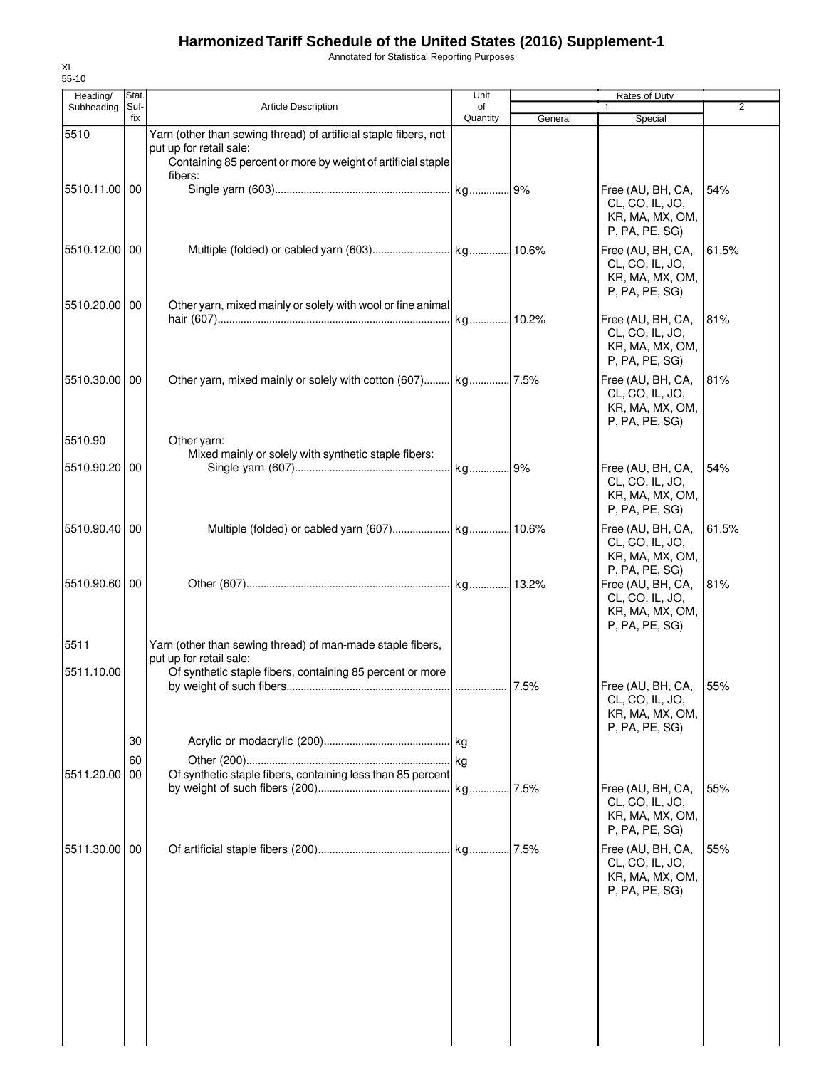# Harmonized Tariff Schedule of the United States (2016) Supplement-1

Annotated for Statistical Reporting Purposes

XI
55-10

| Heading/ Subheading | Stat. Suf- fix | Article Description | Unit of Quantity | Rates of Duty | | |
|---|---|---|---|---|---|---|
| | | | | 1 | | 2 |
| | | | | General | Special | |
| 5510 | | Yarn (other than sewing thread) of artificial staple fibers, not put up for retail sale: | | | | |
| | | Containing 85 percent or more by weight of artificial staple fibers: | | | | |
| 5510.11.00 | 00 | Single yarn (603) | kg | 9% | Free (AU, BH, CA, CL, CO, IL, JO, KR, MA, MX, OM, P, PA, PE, SG) | 54% |
| 5510.12.00 | 00 | Multiple (folded) or cabled yarn (603) | kg | 10.6% | Free (AU, BH, CA, CL, CO, IL, JO, KR, MA, MX, OM, P, PA, PE, SG) | 61.5% |
| 5510.20.00 | 00 | Other yarn, mixed mainly or solely with wool or fine animal hair (607) | kg | 10.2% | Free (AU, BH, CA, CL, CO, IL, JO, KR, MA, MX, OM, P, PA, PE, SG) | 81% |
| 5510.30.00 | 00 | Other yarn, mixed mainly or solely with cotton (607) | kg | 7.5% | Free (AU, BH, CA, CL, CO, IL, JO, KR, MA, MX, OM, P, PA, PE, SG) | 81% |
| 5510.90 | | Other yarn: | | | | |
| | | Mixed mainly or solely with synthetic staple fibers: | | | | |
| 5510.90.20 | 00 | Single yarn (607) | kg | 9% | Free (AU, BH, CA, CL, CO, IL, JO, KR, MA, MX, OM, P, PA, PE, SG) | 54% |
| 5510.90.40 | 00 | Multiple (folded) or cabled yarn (607) | kg | 10.6% | Free (AU, BH, CA, CL, CO, IL, JO, KR, MA, MX, OM, P, PA, PE, SG) | 61.5% |
| 5510.90.60 | 00 | Other (607) | kg | 13.2% | Free (AU, BH, CA, CL, CO, IL, JO, KR, MA, MX, OM, P, PA, PE, SG) | 81% |
| 5511 | | Yarn (other than sewing thread) of man-made staple fibers, put up for retail sale: | | | | |
| 5511.10.00 | | Of synthetic staple fibers, containing 85 percent or more by weight of such fibers | | 7.5% | Free (AU, BH, CA, CL, CO, IL, JO, KR, MA, MX, OM, P, PA, PE, SG) | 55% |
| | 30 | Acrylic or modacrylic (200) | kg | | | |
| | 60 | Other (200) | kg | | | |
| 5511.20.00 | 00 | Of synthetic staple fibers, containing less than 85 percent by weight of such fibers (200) | kg | 7.5% | Free (AU, BH, CA, CL, CO, IL, JO, KR, MA, MX, OM, P, PA, PE, SG) | 55% |
| 5511.30.00 | 00 | Of artificial staple fibers (200) | kg | 7.5% | Free (AU, BH, CA, CL, CO, IL, JO, KR, MA, MX, OM, P, PA, PE, SG) | 55% |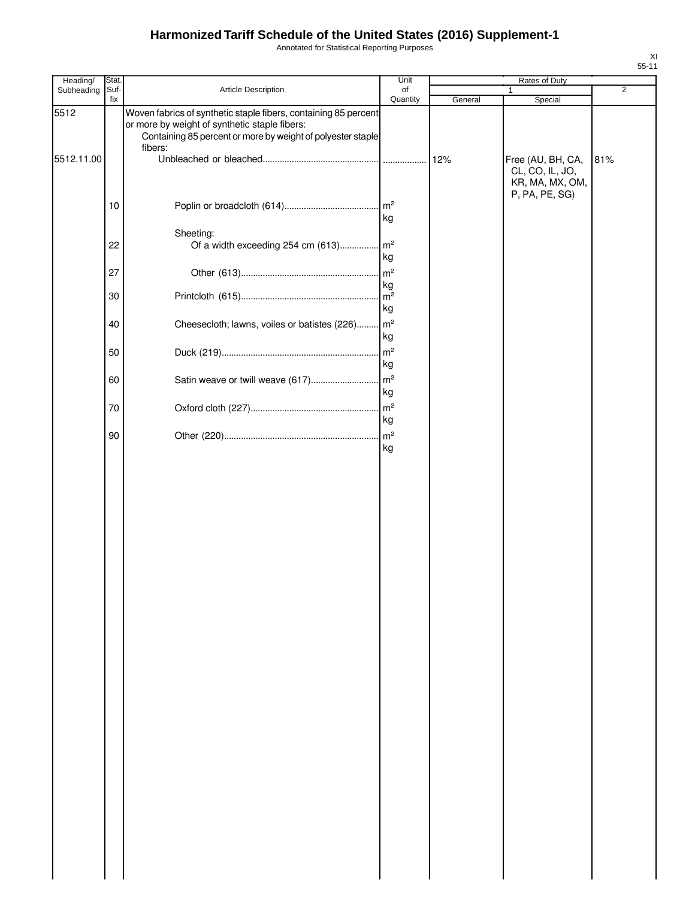# Harmonized Tariff Schedule of the United States (2016) Supplement-1

Annotated for Statistical Reporting Purposes

XI
55-11

| Heading/ Subheading | Stat. Suf-fix | Article Description | Unit of Quantity | Rates of Duty 1 General | Rates of Duty 1 Special | Rates of Duty 2 |
|---|---|---|---|---|---|---|
| 5512 | | Woven fabrics of synthetic staple fibers, containing 85 percent or more by weight of synthetic staple fibers: | | | | |
| | | Containing 85 percent or more by weight of polyester staple fibers: | | | | |
| 5512.11.00 | | Unbleached or bleached | | 12% | Free (AU, BH, CA, CL, CO, IL, JO, KR, MA, MX, OM, P, PA, PE, SG) | 81% |
| | 10 | Poplin or broadcloth (614) | m² kg | | | |
| | | Sheeting: | | | | |
| | 22 | Of a width exceeding 254 cm (613) | m² kg | | | |
| | 27 | Other (613) | m² kg | | | |
| | 30 | Printcloth (615) | m² kg | | | |
| | 40 | Cheesecloth; lawns, voiles or batistes (226) | m² kg | | | |
| | 50 | Duck (219) | m² kg | | | |
| | 60 | Satin weave or twill weave (617) | m² kg | | | |
| | 70 | Oxford cloth (227) | m² kg | | | |
| | 90 | Other (220) | m² kg | | | |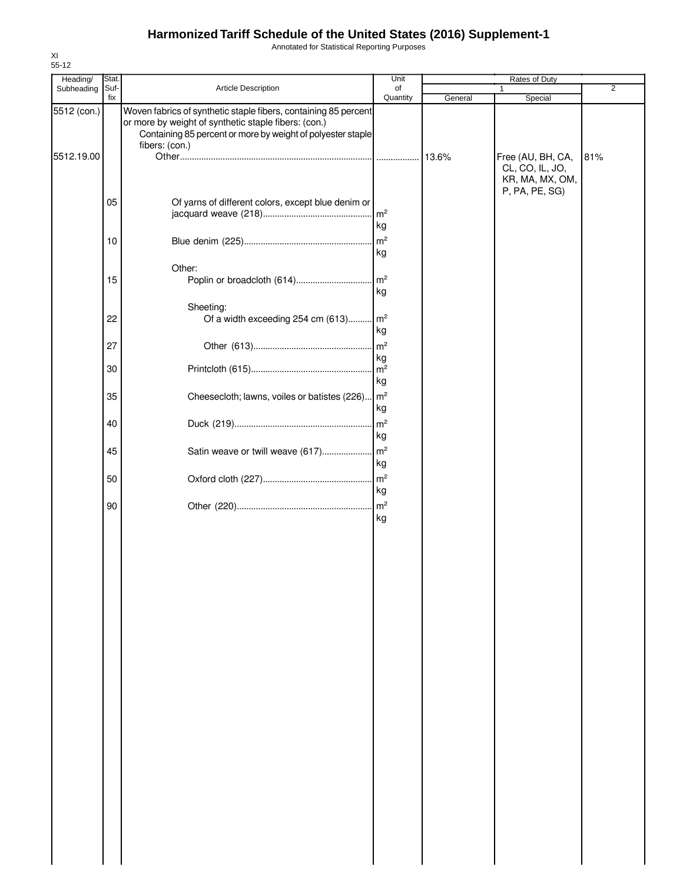# Harmonized Tariff Schedule of the United States (2016) Supplement-1

Annotated for Statistical Reporting Purposes

XI
55-12

| Heading/ Subheading | Stat. Suf-fix | Article Description | Unit of Quantity | Rates of Duty | | |
|---|---|---|---|---|---|---|
| | | | | 1 | | 2 |
| | | | | General | Special | |
| 5512 (con.) | | Woven fabrics of synthetic staple fibers, containing 85 percent or more by weight of synthetic staple fibers: (con.) | | | | |
| | | Containing 85 percent or more by weight of polyester staple fibers: (con.) | | | | |
| 5512.19.00 | | Other | | 13.6% | Free (AU, BH, CA, CL, CO, IL, JO, KR, MA, MX, OM, P, PA, PE, SG) | 81% |
| | 05 | Of yarns of different colors, except blue denim or jacquard weave (218) | m² kg | | | |
| | 10 | Blue denim (225) | m² kg | | | |
| | | Other: | | | | |
| | 15 | Poplin or broadcloth (614) | m² kg | | | |
| | | Sheeting: | | | | |
| | 22 | Of a width exceeding 254 cm (613) | m² kg | | | |
| | 27 | Other (613) | m² kg | | | |
| | 30 | Printcloth (615) | m² kg | | | |
| | 35 | Cheesecloth; lawns, voiles or batistes (226) | m² kg | | | |
| | 40 | Duck (219) | m² kg | | | |
| | 45 | Satin weave or twill weave (617) | m² kg | | | |
| | 50 | Oxford cloth (227) | m² kg | | | |
| | 90 | Other (220) | m² kg | | | |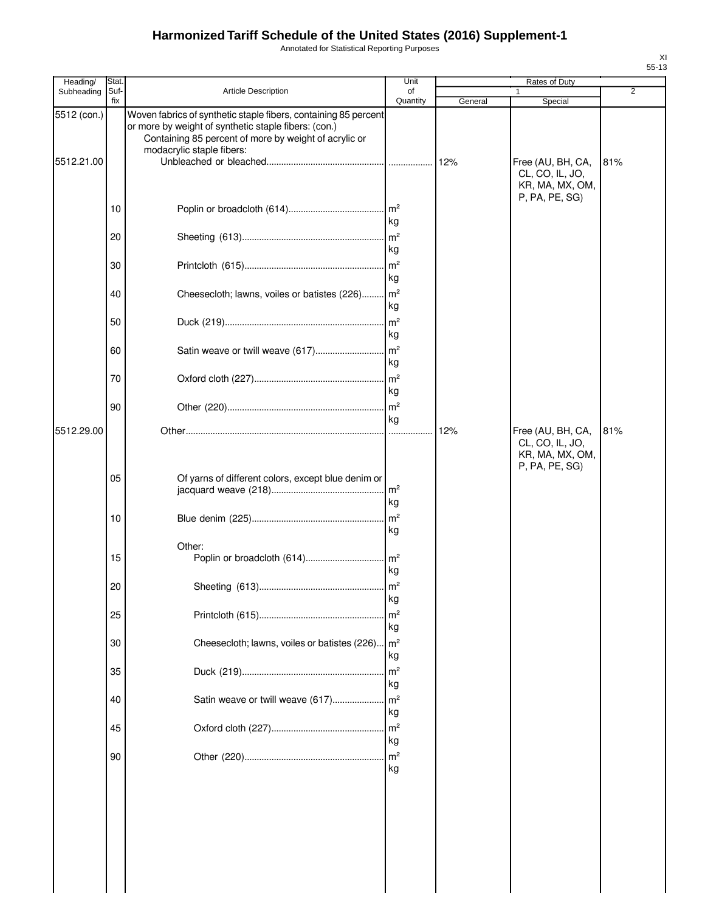# Harmonized Tariff Schedule of the United States (2016) Supplement-1

Annotated for Statistical Reporting Purposes

XI
55-13

| Heading/ Subheading | Stat. Suf- fix | Article Description | Unit of Quantity | Rates of Duty 1 General | Special | 2 |
|---|---|---|---|---|---|---|
| 5512 (con.) | | Woven fabrics of synthetic staple fibers, containing 85 percent or more by weight of synthetic staple fibers: (con.) | | | | |
| | | Containing 85 percent of more by weight of acrylic or modacrylic staple fibers: | | | | |
| 5512.21.00 | | Unbleached or bleached | | 12% | Free (AU, BH, CA, CL, CO, IL, JO, KR, MA, MX, OM, P, PA, PE, SG) | 81% |
| | 10 | Poplin or broadcloth (614) | m² kg | | | |
| | 20 | Sheeting (613) | m² kg | | | |
| | 30 | Printcloth (615) | m² kg | | | |
| | 40 | Cheesecloth; lawns, voiles or batistes (226) | m² kg | | | |
| | 50 | Duck (219) | m² kg | | | |
| | 60 | Satin weave or twill weave (617) | m² kg | | | |
| | 70 | Oxford cloth (227) | m² kg | | | |
| | 90 | Other (220) | m² kg | | | |
| 5512.29.00 | | Other | | 12% | Free (AU, BH, CA, CL, CO, IL, JO, KR, MA, MX, OM, P, PA, PE, SG) | 81% |
| | 05 | Of yarns of different colors, except blue denim or jacquard weave (218) | m² kg | | | |
| | 10 | Blue denim (225) | m² kg | | | |
| | | Other: | | | | |
| | 15 | Poplin or broadcloth (614) | m² kg | | | |
| | 20 | Sheeting (613) | m² kg | | | |
| | 25 | Printcloth (615) | m² kg | | | |
| | 30 | Cheesecloth; lawns, voiles or batistes (226) | m² kg | | | |
| | 35 | Duck (219) | m² kg | | | |
| | 40 | Satin weave or twill weave (617) | m² kg | | | |
| | 45 | Oxford cloth (227) | m² kg | | | |
| | 90 | Other (220) | m² kg | | | |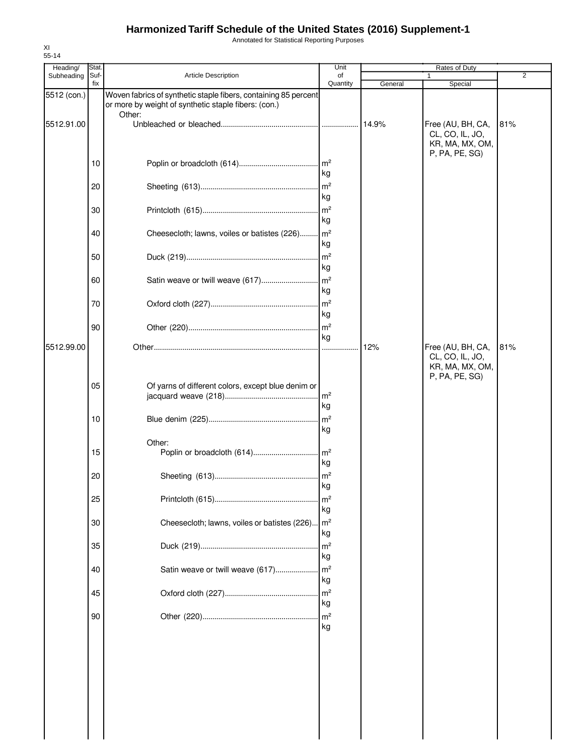# Harmonized Tariff Schedule of the United States (2016) Supplement-1

Annotated for Statistical Reporting Purposes

XI
55-14

| Heading/ Subheading | Stat. Suf- fix | Article Description | Unit of Quantity | Rates of Duty 1 General | Special | 2 |
|---|---|---|---|---|---|---|
| 5512 (con.) | | Woven fabrics of synthetic staple fibers, containing 85 percent or more by weight of synthetic staple fibers: (con.) | | | | |
| | | Other: | | | | |
| 5512.91.00 | | Unbleached or bleached | | 14.9% | Free (AU, BH, CA, CL, CO, IL, JO, KR, MA, MX, OM, P, PA, PE, SG) | 81% |
| | 10 | Poplin or broadcloth (614) | m² kg | | | |
| | 20 | Sheeting (613) | m² kg | | | |
| | 30 | Printcloth (615) | m² kg | | | |
| | 40 | Cheesecloth; lawns, voiles or batistes (226) | m² kg | | | |
| | 50 | Duck (219) | m² kg | | | |
| | 60 | Satin weave or twill weave (617) | m² kg | | | |
| | 70 | Oxford cloth (227) | m² kg | | | |
| | 90 | Other (220) | m² kg | | | |
| 5512.99.00 | | Other | | 12% | Free (AU, BH, CA, CL, CO, IL, JO, KR, MA, MX, OM, P, PA, PE, SG) | 81% |
| | 05 | Of yarns of different colors, except blue denim or jacquard weave (218) | m² kg | | | |
| | 10 | Blue denim (225) | m² kg | | | |
| | | Other: | | | | |
| | 15 | Poplin or broadcloth (614) | m² kg | | | |
| | 20 | Sheeting (613) | m² kg | | | |
| | 25 | Printcloth (615) | m² kg | | | |
| | 30 | Cheesecloth; lawns, voiles or batistes (226) | m² kg | | | |
| | 35 | Duck (219) | m² kg | | | |
| | 40 | Satin weave or twill weave (617) | m² kg | | | |
| | 45 | Oxford cloth (227) | m² kg | | | |
| | 90 | Other (220) | m² kg | | | |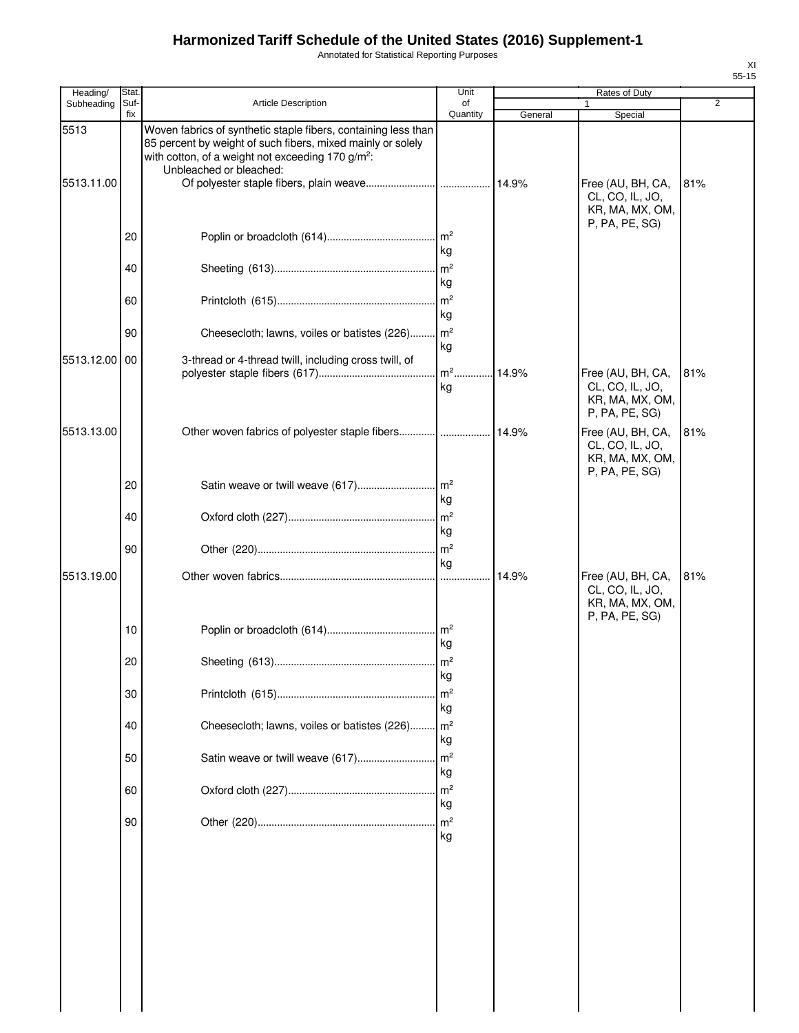# Harmonized Tariff Schedule of the United States (2016) Supplement-1

Annotated for Statistical Reporting Purposes

XI
55-15

| Heading/ Subheading | Stat. Suf- fix | Article Description | Unit of Quantity | Rates of Duty 1 General | Special | 2 |
|---|---|---|---|---|---|---|
| 5513 | | Woven fabrics of synthetic staple fibers, containing less than 85 percent by weight of such fibers, mixed mainly or solely with cotton, of a weight not exceeding 170 g/m$^2$: | | | | |
| | | Unbleached or bleached: | | | | |
| 5513.11.00 | | Of polyester staple fibers, plain weave | | 14.9% | Free (AU, BH, CA, CL, CO, IL, JO, KR, MA, MX, OM, P, PA, PE, SG) | 81% |
| | 20 | Poplin or broadcloth (614) | m$^2$ kg | | | |
| | 40 | Sheeting (613) | m$^2$ kg | | | |
| | 60 | Printcloth (615) | m$^2$ kg | | | |
| | 90 | Cheesecloth; lawns, voiles or batistes (226) | m$^2$ kg | | | |
| 5513.12.00 | 00 | 3-thread or 4-thread twill, including cross twill, of polyester staple fibers (617) | m$^2$ kg | 14.9% | Free (AU, BH, CA, CL, CO, IL, JO, KR, MA, MX, OM, P, PA, PE, SG) | 81% |
| 5513.13.00 | | Other woven fabrics of polyester staple fibers | | 14.9% | Free (AU, BH, CA, CL, CO, IL, JO, KR, MA, MX, OM, P, PA, PE, SG) | 81% |
| | 20 | Satin weave or twill weave (617) | m$^2$ kg | | | |
| | 40 | Oxford cloth (227) | m$^2$ kg | | | |
| | 90 | Other (220) | m$^2$ kg | | | |
| 5513.19.00 | | Other woven fabrics | | 14.9% | Free (AU, BH, CA, CL, CO, IL, JO, KR, MA, MX, OM, P, PA, PE, SG) | 81% |
| | 10 | Poplin or broadcloth (614) | m$^2$ kg | | | |
| | 20 | Sheeting (613) | m$^2$ kg | | | |
| | 30 | Printcloth (615) | m$^2$ kg | | | |
| | 40 | Cheesecloth; lawns, voiles or batistes (226) | m$^2$ kg | | | |
| | 50 | Satin weave or twill weave (617) | m$^2$ kg | | | |
| | 60 | Oxford cloth (227) | m$^2$ kg | | | |
| | 90 | Other (220) | m$^2$ kg | | | |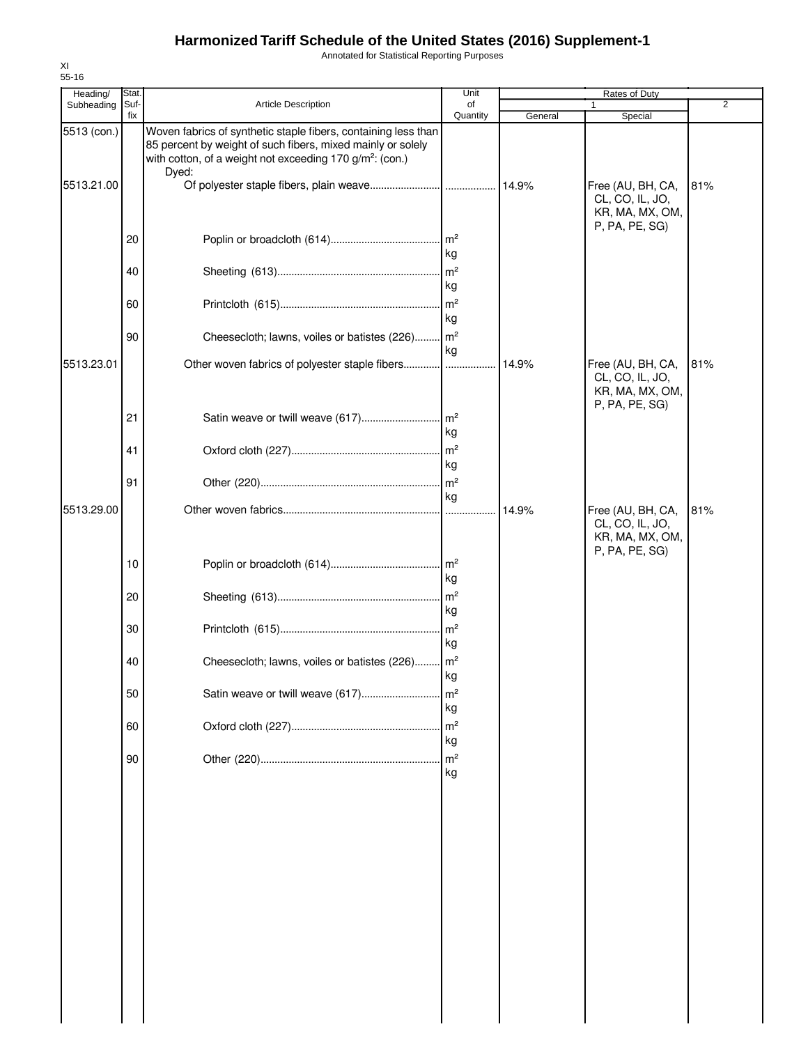# Harmonized Tariff Schedule of the United States (2016) Supplement-1

Annotated for Statistical Reporting Purposes

XI
55-16

| Heading/ Subheading | Stat. Suf-fix | Article Description | Unit of Quantity | Rates of Duty | | |
|---|---|---|---|---|---|---|
| | | | | 1 | | 2 |
| | | | | General | Special | |
| 5513 (con.) | | Woven fabrics of synthetic staple fibers, containing less than 85 percent by weight of such fibers, mixed mainly or solely with cotton, of a weight not exceeding 170 g/m²: (con.) | | | | |
| | | Dyed: | | | | |
| 5513.21.00 | | Of polyester staple fibers, plain weave | | 14.9% | Free (AU, BH, CA, CL, CO, IL, JO, KR, MA, MX, OM, P, PA, PE, SG) | 81% |
| | 20 | Poplin or broadcloth (614) | m² kg | | | |
| | 40 | Sheeting (613) | m² kg | | | |
| | 60 | Printcloth (615) | m² kg | | | |
| | 90 | Cheesecloth; lawns, voiles or batistes (226) | m² kg | | | |
| 5513.23.01 | | Other woven fabrics of polyester staple fibers | | 14.9% | Free (AU, BH, CA, CL, CO, IL, JO, KR, MA, MX, OM, P, PA, PE, SG) | 81% |
| | 21 | Satin weave or twill weave (617) | m² kg | | | |
| | 41 | Oxford cloth (227) | m² kg | | | |
| | 91 | Other (220) | m² kg | | | |
| 5513.29.00 | | Other woven fabrics | | 14.9% | Free (AU, BH, CA, CL, CO, IL, JO, KR, MA, MX, OM, P, PA, PE, SG) | 81% |
| | 10 | Poplin or broadcloth (614) | m² kg | | | |
| | 20 | Sheeting (613) | m² kg | | | |
| | 30 | Printcloth (615) | m² kg | | | |
| | 40 | Cheesecloth; lawns, voiles or batistes (226) | m² kg | | | |
| | 50 | Satin weave or twill weave (617) | m² kg | | | |
| | 60 | Oxford cloth (227) | m² kg | | | |
| | 90 | Other (220) | m² kg | | | |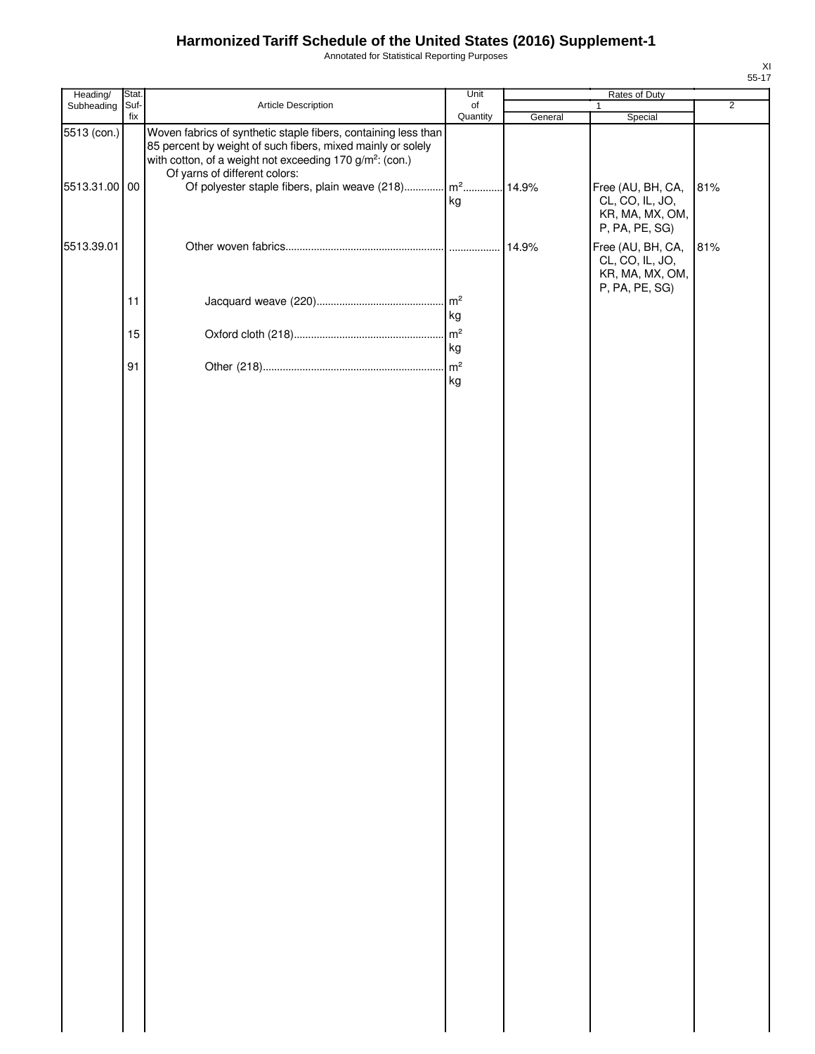# Harmonized Tariff Schedule of the United States (2016) Supplement-1

Annotated for Statistical Reporting Purposes

XI
55-17

| Heading/ Subheading | Stat. Suf- fix | Article Description | Unit of Quantity | Rates of Duty | | |
|---|---|---|---|---|---|---|
| | | | | 1 | | 2 |
| | | | | General | Special | |
| 5513 (con.) | | Woven fabrics of synthetic staple fibers, containing less than 85 percent by weight of such fibers, mixed mainly or solely with cotton, of a weight not exceeding 170 g/m²: (con.) | | | | |
| | | Of yarns of different colors: | | | | |
| 5513.31.00 | 00 | Of polyester staple fibers, plain weave (218) | m² kg | 14.9% | Free (AU, BH, CA, CL, CO, IL, JO, KR, MA, MX, OM, P, PA, PE, SG) | 81% |
| 5513.39.01 | | Other woven fabrics | | 14.9% | Free (AU, BH, CA, CL, CO, IL, JO, KR, MA, MX, OM, P, PA, PE, SG) | 81% |
| | 11 | Jacquard weave (220) | m² kg | | | |
| | 15 | Oxford cloth (218) | m² kg | | | |
| | 91 | Other (218) | m² kg | | | |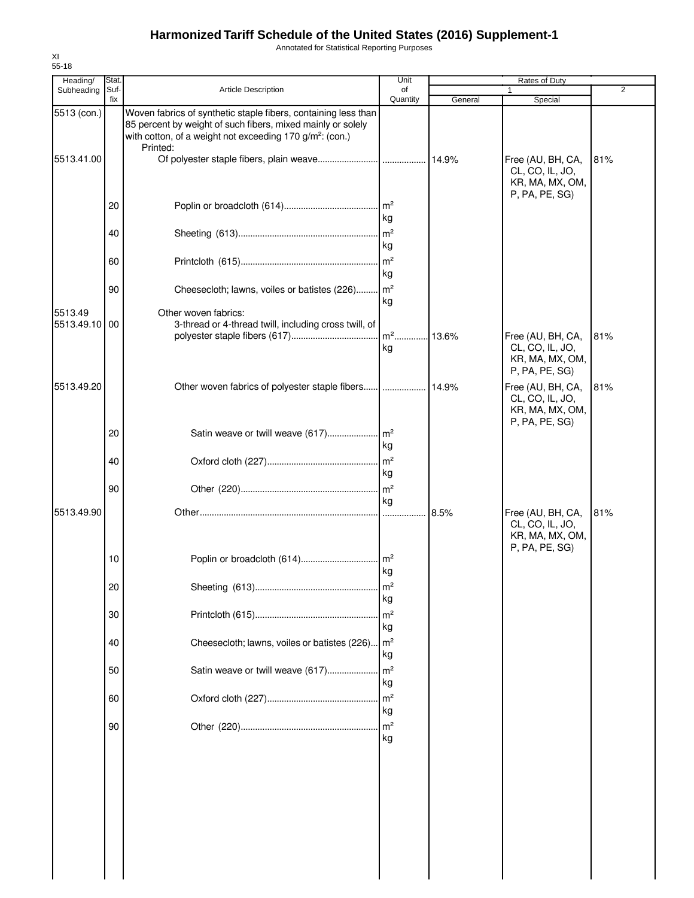# Harmonized Tariff Schedule of the United States (2016) Supplement-1

Annotated for Statistical Reporting Purposes

XI
55-18

| Heading/ Subheading | Stat. Suf-fix | Article Description | Unit of Quantity | Rates of Duty 1 General | Rates of Duty 1 Special | Rates of Duty 2 |
|---|---|---|---|---|---|---|
| 5513 (con.) | | Woven fabrics of synthetic staple fibers, containing less than 85 percent by weight of such fibers, mixed mainly or solely with cotton, of a weight not exceeding 170 g/m²: (con.) | | | | |
| | | Printed: | | | | |
| 5513.41.00 | | Of polyester staple fibers, plain weave | | 14.9% | Free (AU, BH, CA, CL, CO, IL, JO, KR, MA, MX, OM, P, PA, PE, SG) | 81% |
| | 20 | Poplin or broadcloth (614) | m² kg | | | |
| | 40 | Sheeting (613) | m² kg | | | |
| | 60 | Printcloth (615) | m² kg | | | |
| | 90 | Cheesecloth; lawns, voiles or batistes (226) | m² kg | | | |
| 5513.49 | | Other woven fabrics: | | | | |
| 5513.49.10 | 00 | 3-thread or 4-thread twill, including cross twill, of polyester staple fibers (617) | m² kg | 13.6% | Free (AU, BH, CA, CL, CO, IL, JO, KR, MA, MX, OM, P, PA, PE, SG) | 81% |
| 5513.49.20 | | Other woven fabrics of polyester staple fibers | | 14.9% | Free (AU, BH, CA, CL, CO, IL, JO, KR, MA, MX, OM, P, PA, PE, SG) | 81% |
| | 20 | Satin weave or twill weave (617) | m² kg | | | |
| | 40 | Oxford cloth (227) | m² kg | | | |
| | 90 | Other (220) | m² kg | | | |
| 5513.49.90 | | Other | | 8.5% | Free (AU, BH, CA, CL, CO, IL, JO, KR, MA, MX, OM, P, PA, PE, SG) | 81% |
| | 10 | Poplin or broadcloth (614) | m² kg | | | |
| | 20 | Sheeting (613) | m² kg | | | |
| | 30 | Printcloth (615) | m² kg | | | |
| | 40 | Cheesecloth; lawns, voiles or batistes (226) | m² kg | | | |
| | 50 | Satin weave or twill weave (617) | m² kg | | | |
| | 60 | Oxford cloth (227) | m² kg | | | |
| | 90 | Other (220) | m² kg | | | |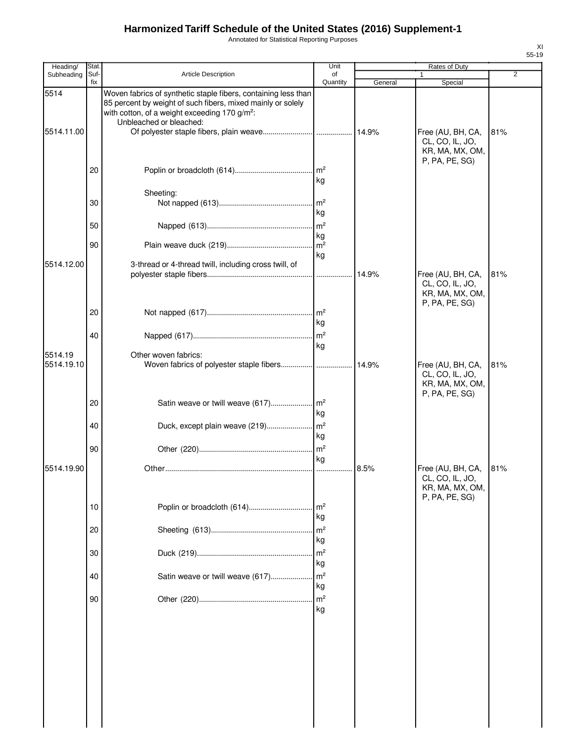# Harmonized Tariff Schedule of the United States (2016) Supplement-1

Annotated for Statistical Reporting Purposes

| Heading/ Subheading | Stat. Suf- fix | Article Description | Unit of Quantity | Rates of Duty 1 General | Special | 2 |
|---|---|---|---|---|---|---|
| 5514 | | Woven fabrics of synthetic staple fibers, containing less than 85 percent by weight of such fibers, mixed mainly or solely with cotton, of a weight exceeding 170 g/m²: | | | | |
| | | Unbleached or bleached: | | | | |
| 5514.11.00 | | Of polyester staple fibers, plain weave | | 14.9% | Free (AU, BH, CA, CL, CO, IL, JO, KR, MA, MX, OM, P, PA, PE, SG) | 81% |
| | 20 | Poplin or broadcloth (614) | m² kg | | | |
| | | Sheeting: | | | | |
| | 30 | Not napped (613) | m² kg | | | |
| | 50 | Napped (613) | m² kg | | | |
| | 90 | Plain weave duck (219) | m² kg | | | |
| 5514.12.00 | | 3-thread or 4-thread twill, including cross twill, of polyester staple fibers | | 14.9% | Free (AU, BH, CA, CL, CO, IL, JO, KR, MA, MX, OM, P, PA, PE, SG) | 81% |
| | 20 | Not napped (617) | m² kg | | | |
| | 40 | Napped (617) | m² kg | | | |
| 5514.19 | | Other woven fabrics: | | | | |
| 5514.19.10 | | Woven fabrics of polyester staple fibers | | 14.9% | Free (AU, BH, CA, CL, CO, IL, JO, KR, MA, MX, OM, P, PA, PE, SG) | 81% |
| | 20 | Satin weave or twill weave (617) | m² kg | | | |
| | 40 | Duck, except plain weave (219) | m² kg | | | |
| | 90 | Other (220) | m² kg | | | |
| 5514.19.90 | | Other | | 8.5% | Free (AU, BH, CA, CL, CO, IL, JO, KR, MA, MX, OM, P, PA, PE, SG) | 81% |
| | 10 | Poplin or broadcloth (614) | m² kg | | | |
| | 20 | Sheeting (613) | m² kg | | | |
| | 30 | Duck (219) | m² kg | | | |
| | 40 | Satin weave or twill weave (617) | m² kg | | | |
| | 90 | Other (220) | m² kg | | | |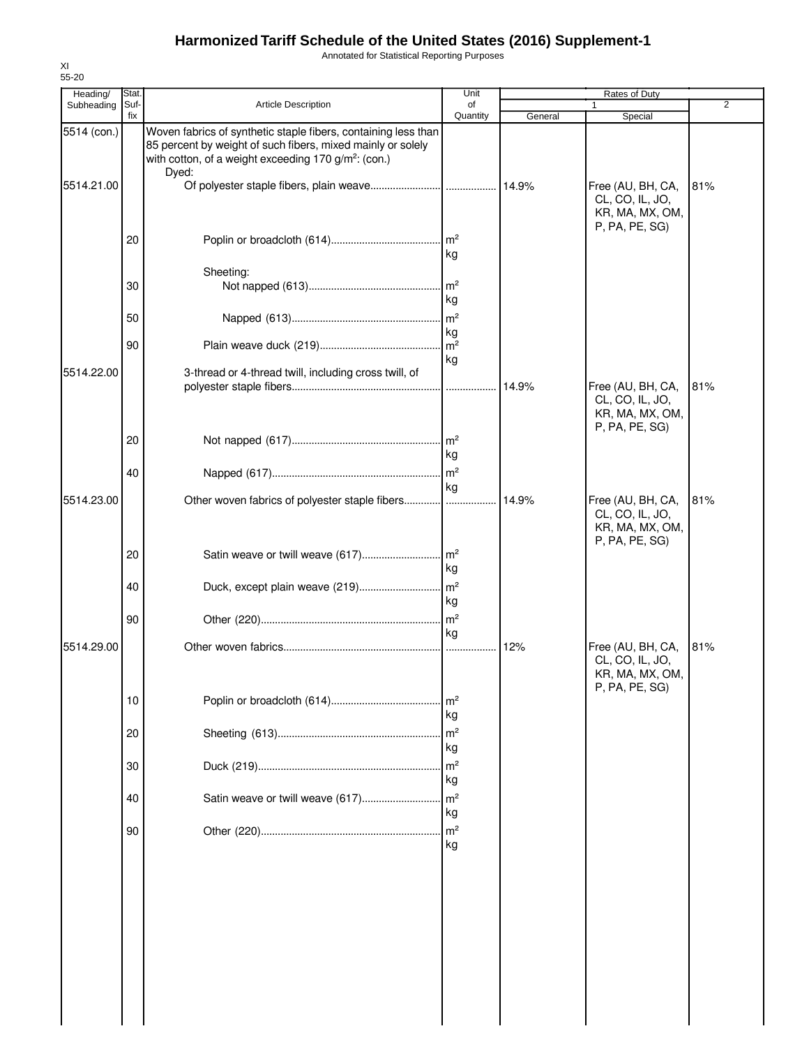# Harmonized Tariff Schedule of the United States (2016) Supplement-1

Annotated for Statistical Reporting Purposes

XI
55-20

| Heading/ Subheading | Stat. Suf- fix | Article Description | Unit of Quantity | Rates of Duty 1 General | Special | 2 |
|---|---|---|---|---|---|---|
| 5514 (con.) | | Woven fabrics of synthetic staple fibers, containing less than 85 percent by weight of such fibers, mixed mainly or solely with cotton, of a weight exceeding 170 g/m²: (con.) | | | | |
| | | Dyed: | | | | |
| 5514.21.00 | | Of polyester staple fibers, plain weave | | 14.9% | Free (AU, BH, CA, CL, CO, IL, JO, KR, MA, MX, OM, P, PA, PE, SG) | 81% |
| | 20 | Poplin or broadcloth (614) | m² kg | | | |
| | | Sheeting: | | | | |
| | 30 | Not napped (613) | m² kg | | | |
| | 50 | Napped (613) | m² kg | | | |
| | 90 | Plain weave duck (219) | m² kg | | | |
| 5514.22.00 | | 3-thread or 4-thread twill, including cross twill, of polyester staple fibers | | 14.9% | Free (AU, BH, CA, CL, CO, IL, JO, KR, MA, MX, OM, P, PA, PE, SG) | 81% |
| | 20 | Not napped (617) | m² kg | | | |
| | 40 | Napped (617) | m² kg | | | |
| 5514.23.00 | | Other woven fabrics of polyester staple fibers | | 14.9% | Free (AU, BH, CA, CL, CO, IL, JO, KR, MA, MX, OM, P, PA, PE, SG) | 81% |
| | 20 | Satin weave or twill weave (617) | m² kg | | | |
| | 40 | Duck, except plain weave (219) | m² kg | | | |
| | 90 | Other (220) | m² kg | | | |
| 5514.29.00 | | Other woven fabrics | | 12% | Free (AU, BH, CA, CL, CO, IL, JO, KR, MA, MX, OM, P, PA, PE, SG) | 81% |
| | 10 | Poplin or broadcloth (614) | m² kg | | | |
| | 20 | Sheeting (613) | m² kg | | | |
| | 30 | Duck (219) | m² kg | | | |
| | 40 | Satin weave or twill weave (617) | m² kg | | | |
| | 90 | Other (220) | m² kg | | | |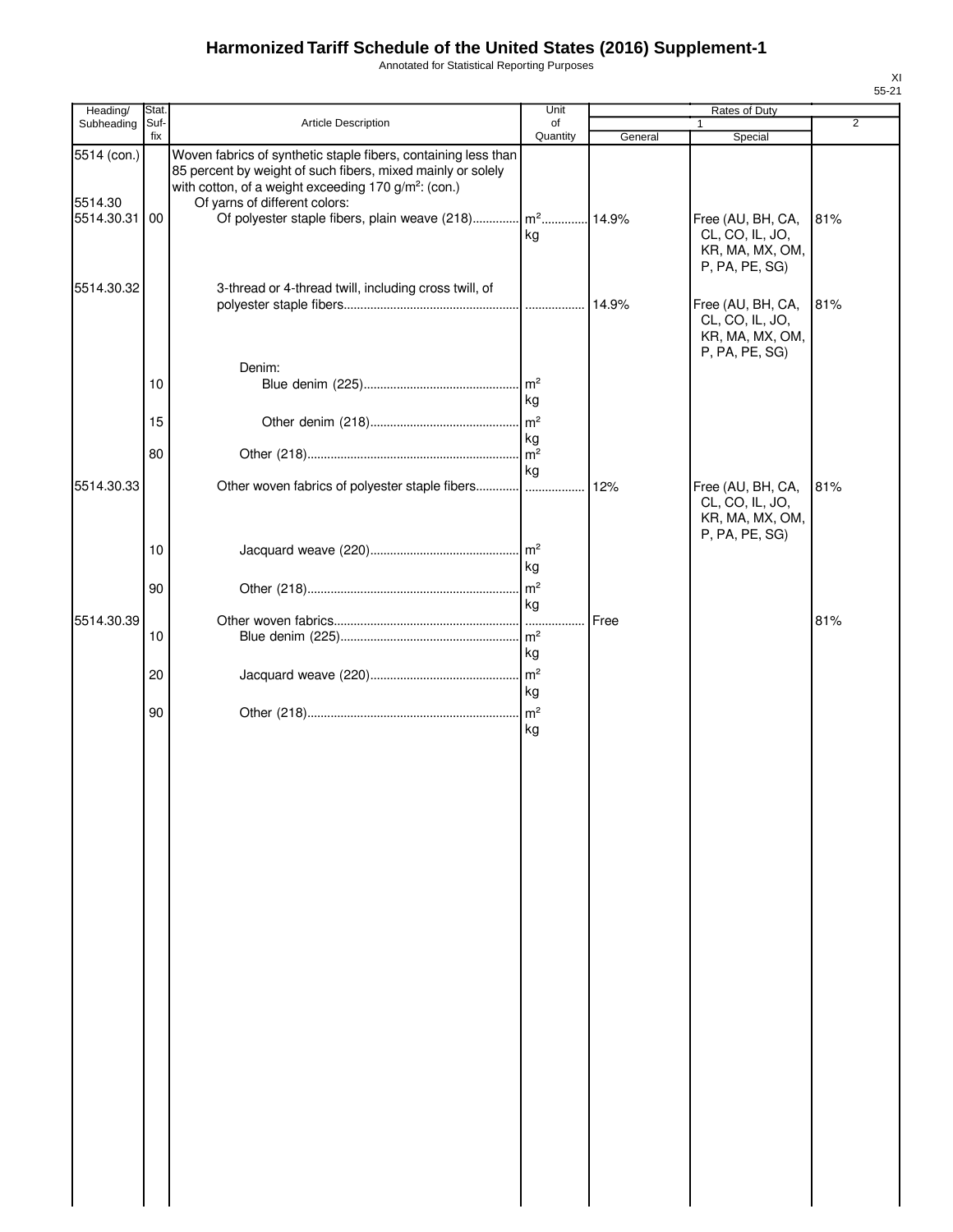# Harmonized Tariff Schedule of the United States (2016) Supplement-1

Annotated for Statistical Reporting Purposes

XI
55-21

| Heading/ Subheading | Stat. Suf- fix | Article Description | Unit of Quantity | Rates of Duty 1 General | Special | 2 |
|---|---|---|---|---|---|---|
| 5514 (con.) | | Woven fabrics of synthetic staple fibers, containing less than 85 percent by weight of such fibers, mixed mainly or solely with cotton, of a weight exceeding 170 g/m²: (con.) | | | | |
| 5514.30 | | Of yarns of different colors: | | | | |
| 5514.30.31 | 00 | Of polyester staple fibers, plain weave (218) | m² kg | 14.9% | Free (AU, BH, CA, CL, CO, IL, JO, KR, MA, MX, OM, P, PA, PE, SG) | 81% |
| 5514.30.32 | | 3-thread or 4-thread twill, including cross twill, of polyester staple fibers | | 14.9% | Free (AU, BH, CA, CL, CO, IL, JO, KR, MA, MX, OM, P, PA, PE, SG) | 81% |
| | | Denim: | | | | |
| | 10 | Blue denim (225) | m² kg | | | |
| | 15 | Other denim (218) | m² kg | | | |
| | 80 | Other (218) | m² kg | | | |
| 5514.30.33 | | Other woven fabrics of polyester staple fibers | | 12% | Free (AU, BH, CA, CL, CO, IL, JO, KR, MA, MX, OM, P, PA, PE, SG) | 81% |
| | 10 | Jacquard weave (220) | m² kg | | | |
| | 90 | Other (218) | m² kg | | | |
| 5514.30.39 | | Other woven fabrics | | Free | | 81% |
| | 10 | Blue denim (225) | m² kg | | | |
| | 20 | Jacquard weave (220) | m² kg | | | |
| | 90 | Other (218) | m² kg | | | |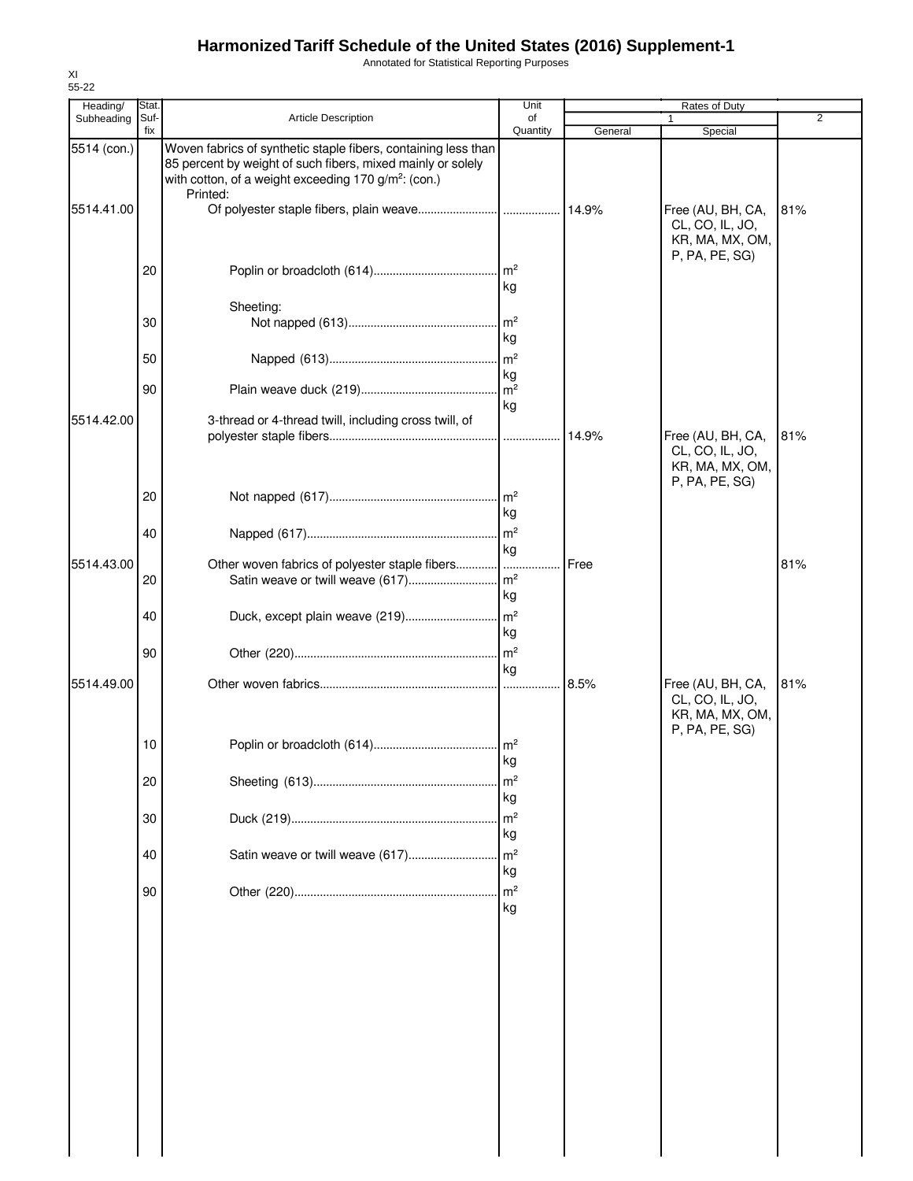# Harmonized Tariff Schedule of the United States (2016) Supplement-1

Annotated for Statistical Reporting Purposes

XI
55-22

| Heading/ Subheading | Stat. Suf- fix | Article Description | Unit of Quantity | Rates of Duty 1 General | Special | 2 |
|---|---|---|---|---|---|---|
| 5514 (con.) | | Woven fabrics of synthetic staple fibers, containing less than 85 percent by weight of such fibers, mixed mainly or solely with cotton, of a weight exceeding 170 g/m²: (con.) | | | | |
| | | Printed: | | | | |
| 5514.41.00 | | Of polyester staple fibers, plain weave | | 14.9% | Free (AU, BH, CA, CL, CO, IL, JO, KR, MA, MX, OM, P, PA, PE, SG) | 81% |
| | 20 | Poplin or broadcloth (614) | m² kg | | | |
| | | Sheeting: | | | | |
| | 30 | Not napped (613) | m² kg | | | |
| | 50 | Napped (613) | m² kg | | | |
| | 90 | Plain weave duck (219) | m² kg | | | |
| 5514.42.00 | | 3-thread or 4-thread twill, including cross twill, of polyester staple fibers | | 14.9% | Free (AU, BH, CA, CL, CO, IL, JO, KR, MA, MX, OM, P, PA, PE, SG) | 81% |
| | 20 | Not napped (617) | m² kg | | | |
| | 40 | Napped (617) | m² kg | | | |
| 5514.43.00 | | Other woven fabrics of polyester staple fibers | | Free | | 81% |
| | 20 | Satin weave or twill weave (617) | m² kg | | | |
| | 40 | Duck, except plain weave (219) | m² kg | | | |
| | 90 | Other (220) | m² kg | | | |
| 5514.49.00 | | Other woven fabrics | | 8.5% | Free (AU, BH, CA, CL, CO, IL, JO, KR, MA, MX, OM, P, PA, PE, SG) | 81% |
| | 10 | Poplin or broadcloth (614) | m² kg | | | |
| | 20 | Sheeting (613) | m² kg | | | |
| | 30 | Duck (219) | m² kg | | | |
| | 40 | Satin weave or twill weave (617) | m² kg | | | |
| | 90 | Other (220) | m² kg | | | |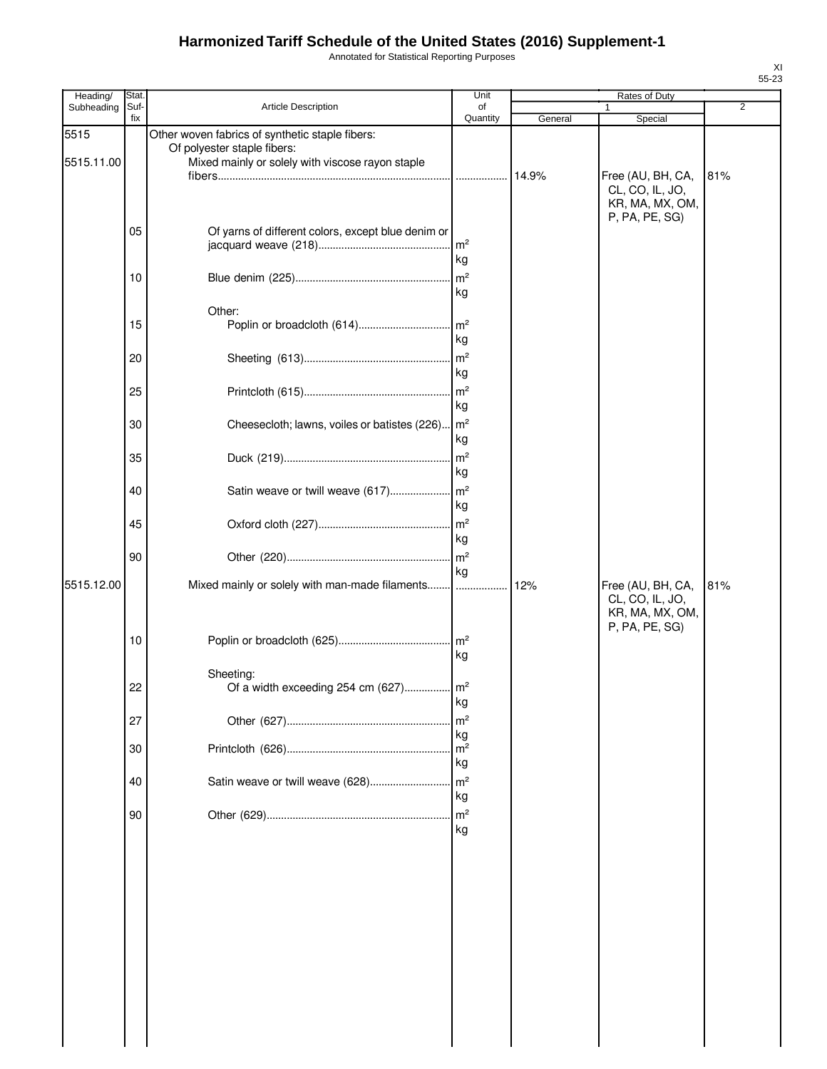# Harmonized Tariff Schedule of the United States (2016) Supplement-1

Annotated for Statistical Reporting Purposes

XI
55-23

| Heading/ Subheading | Stat. Suf- fix | Article Description | Unit of Quantity | Rates of Duty | | |
|---|---|---|---|---|---|---|
| | | | | 1 | | 2 |
| | | | | General | Special | |
| 5515 | | Other woven fabrics of synthetic staple fibers: | | | | |
| | | Of polyester staple fibers: | | | | |
| 5515.11.00 | | Mixed mainly or solely with viscose rayon staple fibers | | 14.9% | Free (AU, BH, CA, CL, CO, IL, JO, KR, MA, MX, OM, P, PA, PE, SG) | 81% |
| | 05 | Of yarns of different colors, except blue denim or jacquard weave (218) | m² kg | | | |
| | 10 | Blue denim (225) | m² kg | | | |
| | | Other: | | | | |
| | 15 | Poplin or broadcloth (614) | m² kg | | | |
| | 20 | Sheeting (613) | m² kg | | | |
| | 25 | Printcloth (615) | m² kg | | | |
| | 30 | Cheesecloth; lawns, voiles or batistes (226) | m² kg | | | |
| | 35 | Duck (219) | m² kg | | | |
| | 40 | Satin weave or twill weave (617) | m² kg | | | |
| | 45 | Oxford cloth (227) | m² kg | | | |
| | 90 | Other (220) | m² kg | | | |
| 5515.12.00 | | Mixed mainly or solely with man-made filaments | | 12% | Free (AU, BH, CA, CL, CO, IL, JO, KR, MA, MX, OM, P, PA, PE, SG) | 81% |
| | 10 | Poplin or broadcloth (625) | m² kg | | | |
| | | Sheeting: | | | | |
| | 22 | Of a width exceeding 254 cm (627) | m² kg | | | |
| | 27 | Other (627) | m² kg | | | |
| | 30 | Printcloth (626) | m² kg | | | |
| | 40 | Satin weave or twill weave (628) | m² kg | | | |
| | 90 | Other (629) | m² kg | | | |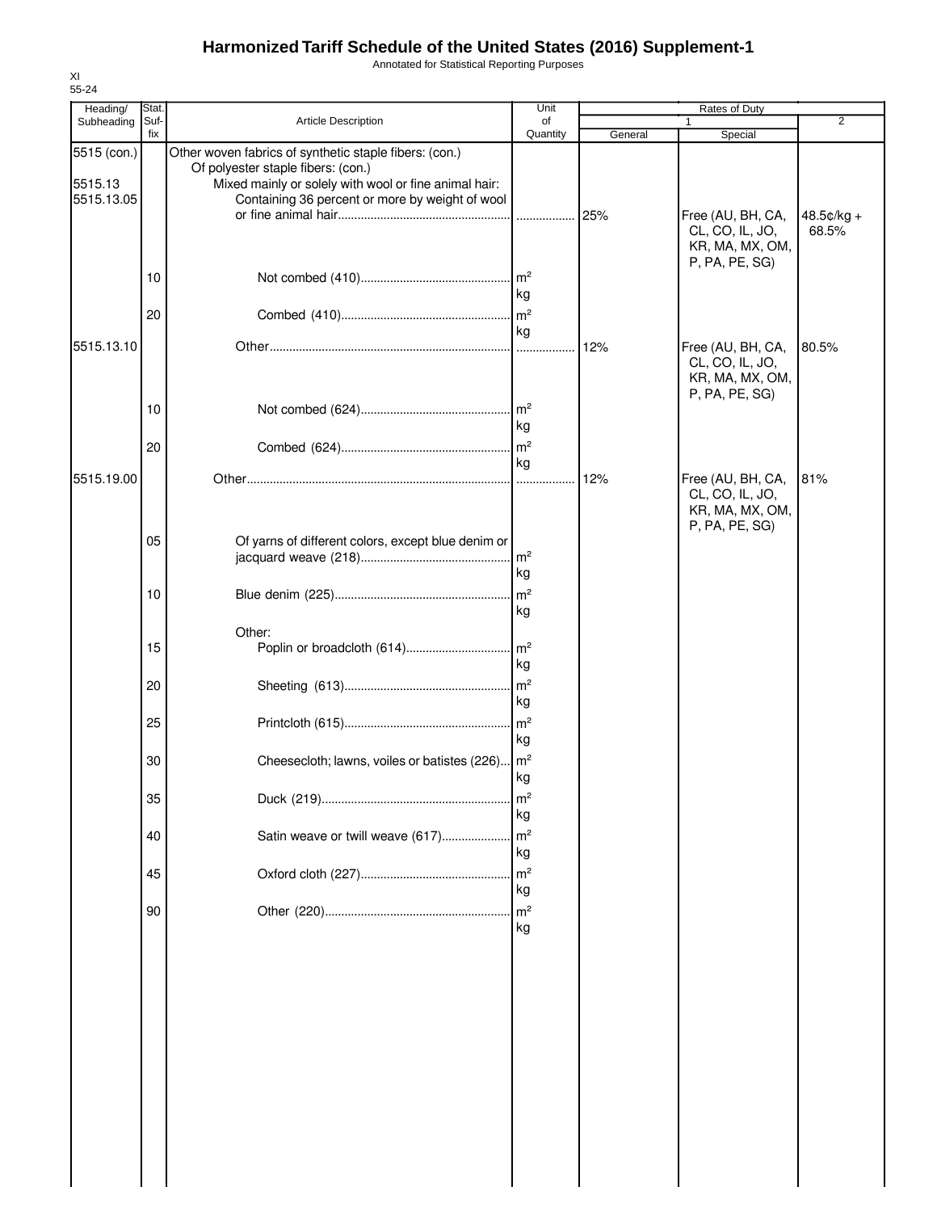# Harmonized Tariff Schedule of the United States (2016) Supplement-1

Annotated for Statistical Reporting Purposes

XI
55-24

| Heading/ Subheading | Stat. Suf- fix | Article Description | Unit of Quantity | Rates of Duty 1 General | Special | 2 |
|---|---|---|---|---|---|---|
| 5515 (con.) | | Other woven fabrics of synthetic staple fibers: (con.) | | | | |
| | | Of polyester staple fibers: (con.) | | | | |
| 5515.13 | | Mixed mainly or solely with wool or fine animal hair: | | | | |
| 5515.13.05 | | Containing 36 percent or more by weight of wool or fine animal hair | | 25% | Free (AU, BH, CA, CL, CO, IL, JO, KR, MA, MX, OM, P, PA, PE, SG) | 48.5¢/kg + 68.5% |
| | 10 | Not combed (410) | m² kg | | | |
| | 20 | Combed (410) | m² kg | | | |
| 5515.13.10 | | Other | | 12% | Free (AU, BH, CA, CL, CO, IL, JO, KR, MA, MX, OM, P, PA, PE, SG) | 80.5% |
| | 10 | Not combed (624) | m² kg | | | |
| | 20 | Combed (624) | m² kg | | | |
| 5515.19.00 | | Other | | 12% | Free (AU, BH, CA, CL, CO, IL, JO, KR, MA, MX, OM, P, PA, PE, SG) | 81% |
| | 05 | Of yarns of different colors, except blue denim or jacquard weave (218) | m² kg | | | |
| | 10 | Blue denim (225) | m² kg | | | |
| | | Other: | | | | |
| | 15 | Poplin or broadcloth (614) | m² kg | | | |
| | 20 | Sheeting (613) | m² kg | | | |
| | 25 | Printcloth (615) | m² kg | | | |
| | 30 | Cheesecloth; lawns, voiles or batistes (226) | m² kg | | | |
| | 35 | Duck (219) | m² kg | | | |
| | 40 | Satin weave or twill weave (617) | m² kg | | | |
| | 45 | Oxford cloth (227) | m² kg | | | |
| | 90 | Other (220) | m² kg | | | |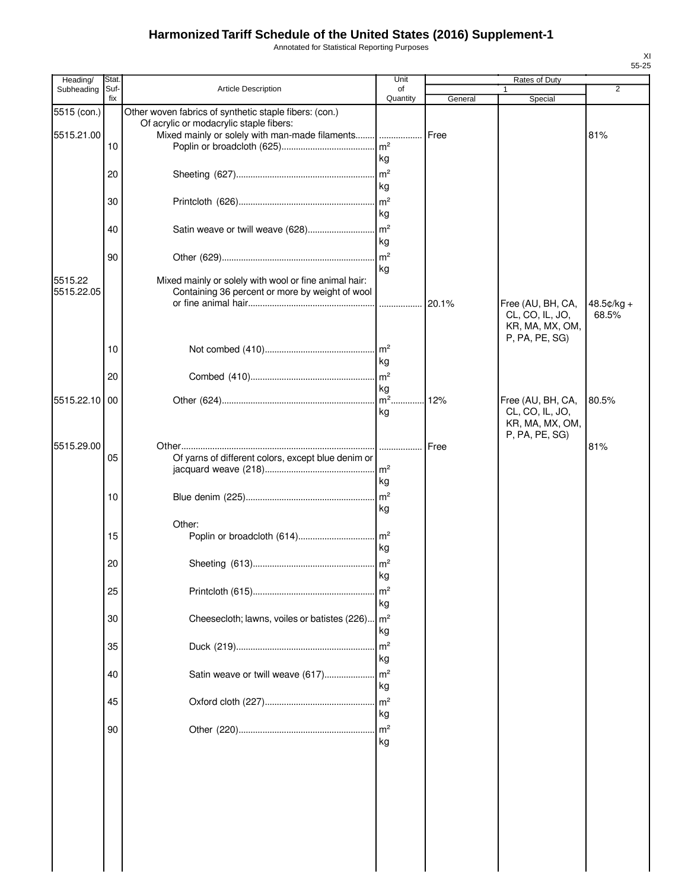# Harmonized Tariff Schedule of the United States (2016) Supplement-1

Annotated for Statistical Reporting Purposes

XI
55-25

| Heading/ Subheading | Stat. Suf- fix | Article Description | Unit of Quantity | Rates of Duty 1 General | Special | 2 |
|---|---|---|---|---|---|---|
| 5515 (con.) | | Other woven fabrics of synthetic staple fibers: (con.) | | | | |
| | | Of acrylic or modacrylic staple fibers: | | | | |
| 5515.21.00 | | Mixed mainly or solely with man-made filaments | | Free | | 81% |
| | 10 | Poplin or broadcloth (625) | m² kg | | | |
| | 20 | Sheeting (627) | m² kg | | | |
| | 30 | Printcloth (626) | m² kg | | | |
| | 40 | Satin weave or twill weave (628) | m² kg | | | |
| | 90 | Other (629) | m² kg | | | |
| 5515.22 | | Mixed mainly or solely with wool or fine animal hair: | | | | |
| 5515.22.05 | | Containing 36 percent or more by weight of wool or fine animal hair | | 20.1% | Free (AU, BH, CA, CL, CO, IL, JO, KR, MA, MX, OM, P, PA, PE, SG) | 48.5¢/kg + 68.5% |
| | 10 | Not combed (410) | m² kg | | | |
| | 20 | Combed (410) | m² kg | | | |
| 5515.22.10 | 00 | Other (624) | m² kg | 12% | Free (AU, BH, CA, CL, CO, IL, JO, KR, MA, MX, OM, P, PA, PE, SG) | 80.5% |
| 5515.29.00 | | Other | | Free | | 81% |
| | 05 | Of yarns of different colors, except blue denim or jacquard weave (218) | m² kg | | | |
| | 10 | Blue denim (225) | m² kg | | | |
| | | Other: | | | | |
| | 15 | Poplin or broadcloth (614) | m² kg | | | |
| | 20 | Sheeting (613) | m² kg | | | |
| | 25 | Printcloth (615) | m² kg | | | |
| | 30 | Cheesecloth; lawns, voiles or batistes (226) | m² kg | | | |
| | 35 | Duck (219) | m² kg | | | |
| | 40 | Satin weave or twill weave (617) | m² kg | | | |
| | 45 | Oxford cloth (227) | m² kg | | | |
| | 90 | Other (220) | m² kg | | | |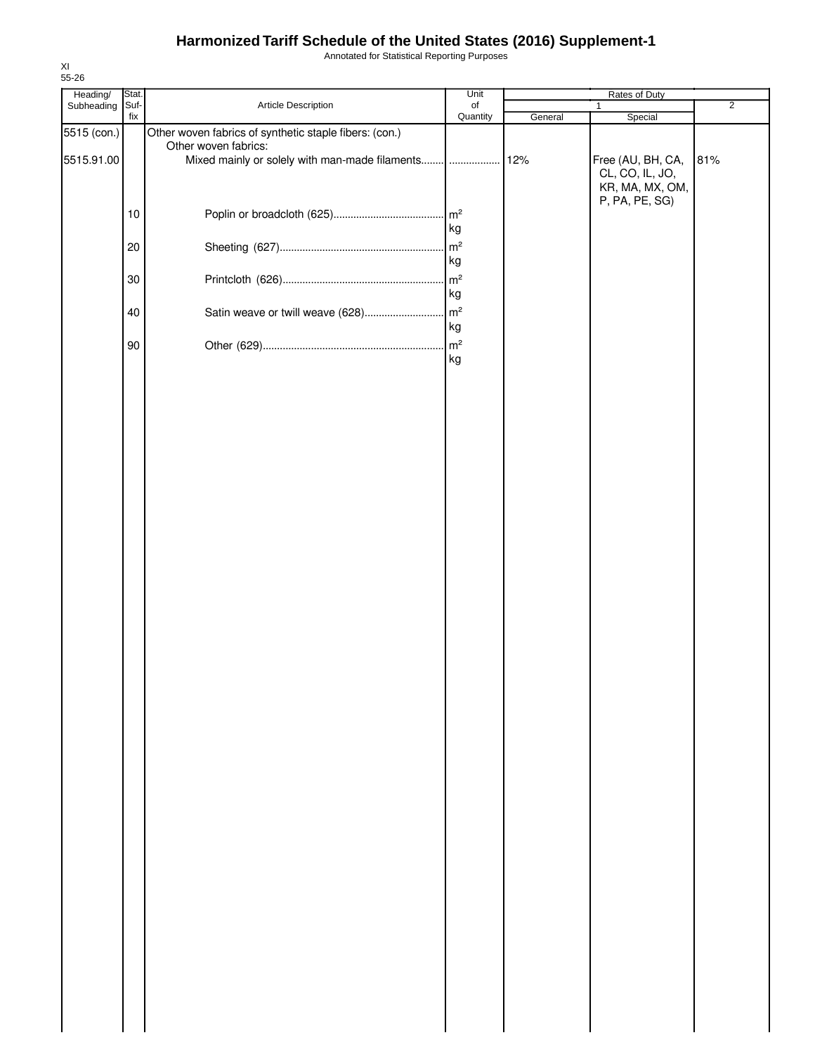# Harmonized Tariff Schedule of the United States (2016) Supplement-1

Annotated for Statistical Reporting Purposes

XI
55-26

| Heading/ Subheading | Stat. Suf- fix | Article Description | Unit of Quantity | Rates of Duty 1 General | Special | 2 |
|---|---|---|---|---|---|---|
| 5515 (con.) | | Other woven fabrics of synthetic staple fibers: (con.) | | | | |
| | | Other woven fabrics: | | | | |
| 5515.91.00 | | Mixed mainly or solely with man-made filaments........ | .................. | 12% | Free (AU, BH, CA, CL, CO, IL, JO, KR, MA, MX, OM, P, PA, PE, SG) | 81% |
| | 10 | Poplin or broadcloth (625)....................................... | $m^2$ kg | | | |
| | 20 | Sheeting (627)........................................................... | $m^2$ kg | | | |
| | 30 | Printcloth (626).......................................................... | $m^2$ kg | | | |
| | 40 | Satin weave or twill weave (628)............................ | $m^2$ kg | | | |
| | 90 | Other (629)................................................................. | $m^2$ kg | | | |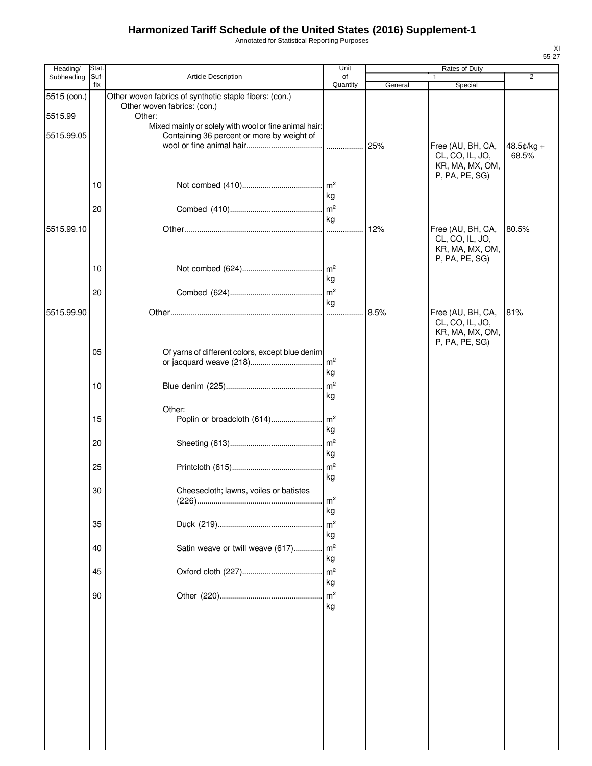# Harmonized Tariff Schedule of the United States (2016) Supplement-1

Annotated for Statistical Reporting Purposes

| Heading/ Subheading | Stat. Suf-fix | Article Description | Unit of Quantity | Rates of Duty 1 General | Rates of Duty 1 Special | Rates of Duty 2 |
|---|---|---|---|---|---|---|
| 5515 (con.) | | Other woven fabrics of synthetic staple fibers: (con.) | | | | |
| | | Other woven fabrics: (con.) | | | | |
| 5515.99 | | Other: | | | | |
| | | Mixed mainly or solely with wool or fine animal hair: | | | | |
| 5515.99.05 | | Containing 36 percent or more by weight of wool or fine animal hair | ........ | 25% | Free (AU, BH, CA, CL, CO, IL, JO, KR, MA, MX, OM, P, PA, PE, SG) | 48.5¢/kg + 68.5% |
| | 10 | Not combed (410) | m² kg | | | |
| | 20 | Combed (410) | m² kg | | | |
| 5515.99.10 | | Other | ........ | 12% | Free (AU, BH, CA, CL, CO, IL, JO, KR, MA, MX, OM, P, PA, PE, SG) | 80.5% |
| | 10 | Not combed (624) | m² kg | | | |
| | 20 | Combed (624) | m² kg | | | |
| 5515.99.90 | | Other | ........ | 8.5% | Free (AU, BH, CA, CL, CO, IL, JO, KR, MA, MX, OM, P, PA, PE, SG) | 81% |
| | 05 | Of yarns of different colors, except blue denim or jacquard weave (218) | m² kg | | | |
| | 10 | Blue denim (225) | m² kg | | | |
| | | Other: | | | | |
| | 15 | Poplin or broadcloth (614) | m² kg | | | |
| | 20 | Sheeting (613) | m² kg | | | |
| | 25 | Printcloth (615) | m² kg | | | |
| | 30 | Cheesecloth; lawns, voiles or batistes (226) | m² kg | | | |
| | 35 | Duck (219) | m² kg | | | |
| | 40 | Satin weave or twill weave (617) | m² kg | | | |
| | 45 | Oxford cloth (227) | m² kg | | | |
| | 90 | Other (220) | m² kg | | | |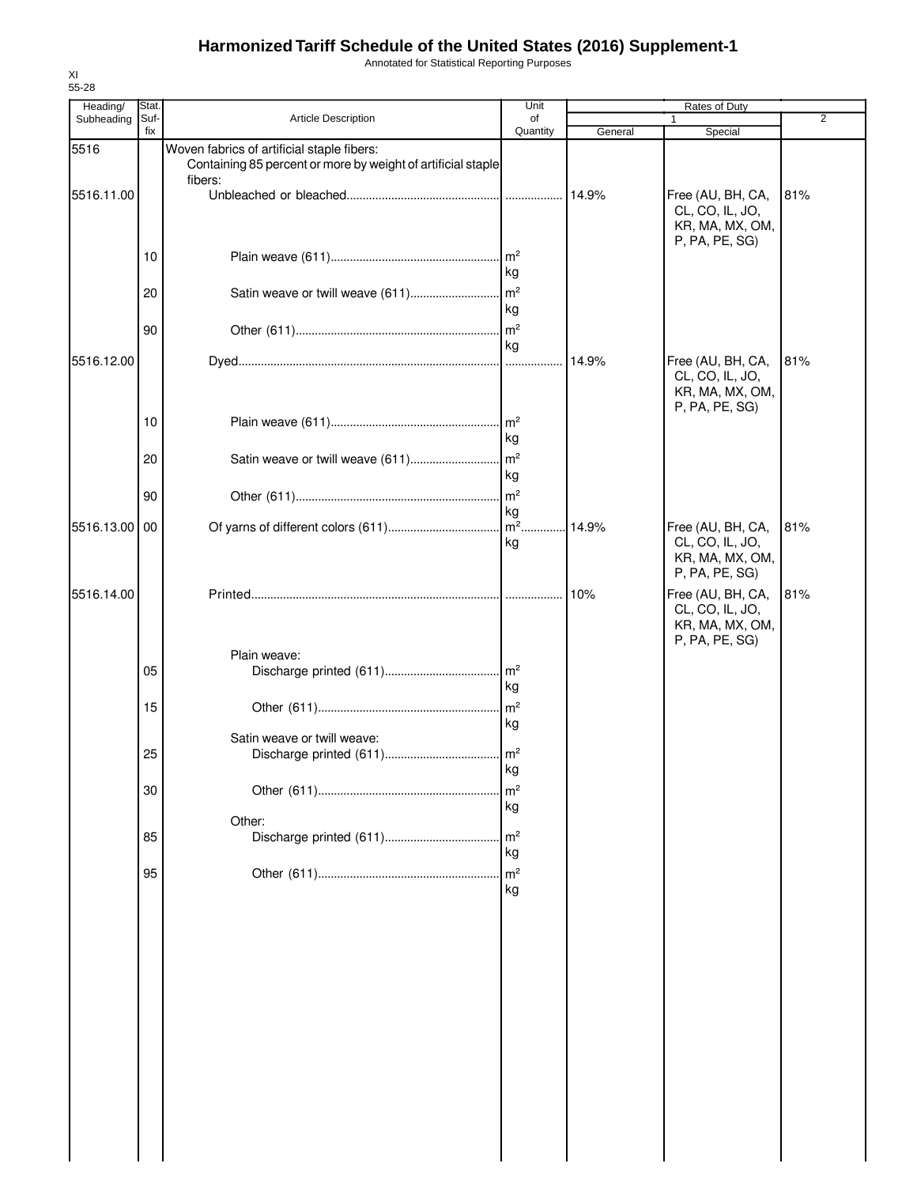# Harmonized Tariff Schedule of the United States (2016) Supplement-1

Annotated for Statistical Reporting Purposes

XI
55-28

| Heading/ Subheading | Stat. Suf- fix | Article Description | Unit of Quantity | Rates of Duty 1 General | Rates of Duty 1 Special | Rates of Duty 2 |
|---|---|---|---|---|---|---|
| 5516 | | Woven fabrics of artificial staple fibers: | | | | |
| | | Containing 85 percent or more by weight of artificial staple fibers: | | | | |
| 5516.11.00 | | Unbleached or bleached | | 14.9% | Free (AU, BH, CA, CL, CO, IL, JO, KR, MA, MX, OM, P, PA, PE, SG) | 81% |
| | 10 | Plain weave (611) | m² kg | | | |
| | 20 | Satin weave or twill weave (611) | m² kg | | | |
| | 90 | Other (611) | m² kg | | | |
| 5516.12.00 | | Dyed | | 14.9% | Free (AU, BH, CA, CL, CO, IL, JO, KR, MA, MX, OM, P, PA, PE, SG) | 81% |
| | 10 | Plain weave (611) | m² kg | | | |
| | 20 | Satin weave or twill weave (611) | m² kg | | | |
| | 90 | Other (611) | m² kg | | | |
| 5516.13.00 | 00 | Of yarns of different colors (611) | m² kg | 14.9% | Free (AU, BH, CA, CL, CO, IL, JO, KR, MA, MX, OM, P, PA, PE, SG) | 81% |
| 5516.14.00 | | Printed | | 10% | Free (AU, BH, CA, CL, CO, IL, JO, KR, MA, MX, OM, P, PA, PE, SG) | 81% |
| | | Plain weave: | | | | |
| | 05 | Discharge printed (611) | m² kg | | | |
| | 15 | Other (611) | m² kg | | | |
| | | Satin weave or twill weave: | | | | |
| | 25 | Discharge printed (611) | m² kg | | | |
| | 30 | Other (611) | m² kg | | | |
| | | Other: | | | | |
| | 85 | Discharge printed (611) | m² kg | | | |
| | 95 | Other (611) | m² kg | | | |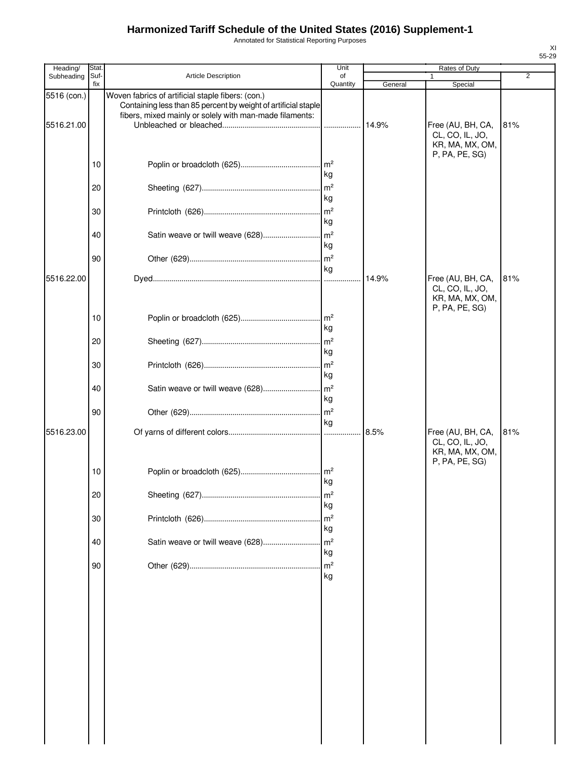# Harmonized Tariff Schedule of the United States (2016) Supplement-1

Annotated for Statistical Reporting Purposes

XI
55-29

| Heading/ Subheading | Stat. Suf- fix | Article Description | Unit of Quantity | Rates of Duty 1 General | Special | 2 |
|---|---|---|---|---|---|---|
| 5516 (con.) | | Woven fabrics of artificial staple fibers: (con.) | | | | |
| | | Containing less than 85 percent by weight of artificial staple fibers, mixed mainly or solely with man-made filaments: | | | | |
| 5516.21.00 | | Unbleached or bleached | | 14.9% | Free (AU, BH, CA, CL, CO, IL, JO, KR, MA, MX, OM, P, PA, PE, SG) | 81% |
| | 10 | Poplin or broadcloth (625) | m² kg | | | |
| | 20 | Sheeting (627) | m² kg | | | |
| | 30 | Printcloth (626) | m² kg | | | |
| | 40 | Satin weave or twill weave (628) | m² kg | | | |
| | 90 | Other (629) | m² kg | | | |
| 5516.22.00 | | Dyed | | 14.9% | Free (AU, BH, CA, CL, CO, IL, JO, KR, MA, MX, OM, P, PA, PE, SG) | 81% |
| | 10 | Poplin or broadcloth (625) | m² kg | | | |
| | 20 | Sheeting (627) | m² kg | | | |
| | 30 | Printcloth (626) | m² kg | | | |
| | 40 | Satin weave or twill weave (628) | m² kg | | | |
| | 90 | Other (629) | m² kg | | | |
| 5516.23.00 | | Of yarns of different colors | | 8.5% | Free (AU, BH, CA, CL, CO, IL, JO, KR, MA, MX, OM, P, PA, PE, SG) | 81% |
| | 10 | Poplin or broadcloth (625) | m² kg | | | |
| | 20 | Sheeting (627) | m² kg | | | |
| | 30 | Printcloth (626) | m² kg | | | |
| | 40 | Satin weave or twill weave (628) | m² kg | | | |
| | 90 | Other (629) | m² kg | | | |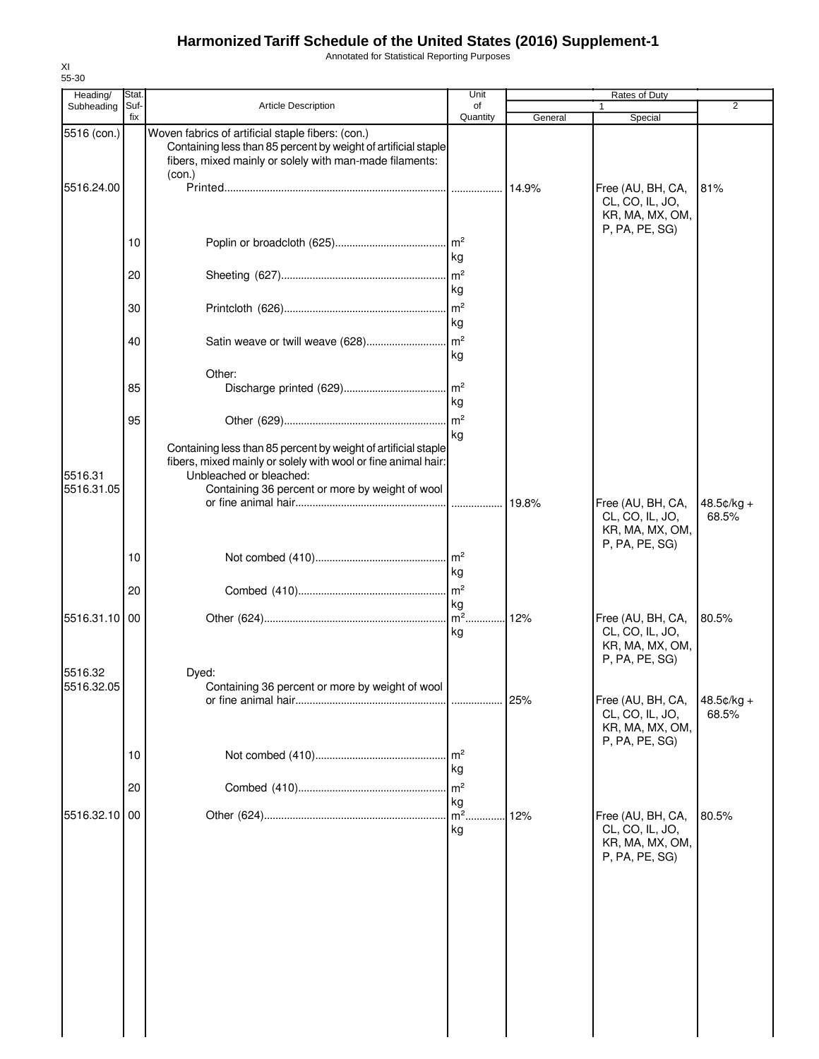# Harmonized Tariff Schedule of the United States (2016) Supplement-1

Annotated for Statistical Reporting Purposes

XI
55-30

| Heading/ Subheading | Stat. Suf- fix | Article Description | Unit of Quantity | Rates of Duty 1 General | Rates of Duty 1 Special | Rates of Duty 2 |
|---|---|---|---|---|---|---|
| 5516 (con.) | | Woven fabrics of artificial staple fibers: (con.) | | | | |
| | | Containing less than 85 percent by weight of artificial staple fibers, mixed mainly or solely with man-made filaments: (con.) | | | | |
| 5516.24.00 | | Printed | | 14.9% | Free (AU, BH, CA, CL, CO, IL, JO, KR, MA, MX, OM, P, PA, PE, SG) | 81% |
| | 10 | Poplin or broadcloth (625) | m² kg | | | |
| | 20 | Sheeting (627) | m² kg | | | |
| | 30 | Printcloth (626) | m² kg | | | |
| | 40 | Satin weave or twill weave (628) | m² kg | | | |
| | | Other: | | | | |
| | 85 | Discharge printed (629) | m² kg | | | |
| | 95 | Other (629) | m² kg | | | |
| | | Containing less than 85 percent by weight of artificial staple fibers, mixed mainly or solely with wool or fine animal hair: | | | | |
| 5516.31 | | Unbleached or bleached: | | | | |
| 5516.31.05 | | Containing 36 percent or more by weight of wool or fine animal hair | | 19.8% | Free (AU, BH, CA, CL, CO, IL, JO, KR, MA, MX, OM, P, PA, PE, SG) | 48.5¢/kg + 68.5% |
| | 10 | Not combed (410) | m² kg | | | |
| | 20 | Combed (410) | m² kg | | | |
| 5516.31.10 | 00 | Other (624) | m² kg | 12% | Free (AU, BH, CA, CL, CO, IL, JO, KR, MA, MX, OM, P, PA, PE, SG) | 80.5% |
| 5516.32 | | Dyed: | | | | |
| 5516.32.05 | | Containing 36 percent or more by weight of wool or fine animal hair | | 25% | Free (AU, BH, CA, CL, CO, IL, JO, KR, MA, MX, OM, P, PA, PE, SG) | 48.5¢/kg + 68.5% |
| | 10 | Not combed (410) | m² kg | | | |
| | 20 | Combed (410) | m² kg | | | |
| 5516.32.10 | 00 | Other (624) | m² kg | 12% | Free (AU, BH, CA, CL, CO, IL, JO, KR, MA, MX, OM, P, PA, PE, SG) | 80.5% |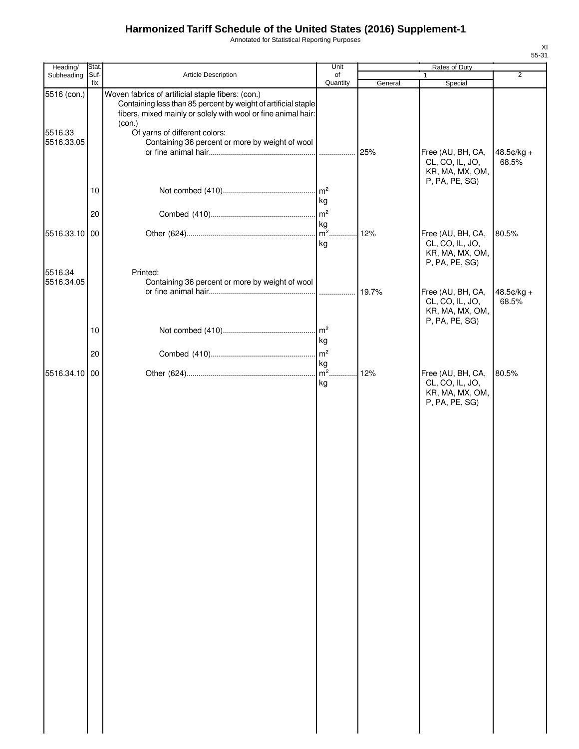# Harmonized Tariff Schedule of the United States (2016) Supplement-1

Annotated for Statistical Reporting Purposes

XI
55-31

| Heading/ Subheading | Stat. Suf- fix | Article Description | Unit of Quantity | Rates of Duty 1 General | 1 Special | 2 |
|---|---|---|---|---|---|---|
| 5516 (con.) | | Woven fabrics of artificial staple fibers: (con.) | | | | |
| | | Containing less than 85 percent by weight of artificial staple fibers, mixed mainly or solely with wool or fine animal hair: (con.) | | | | |
| 5516.33 | | Of yarns of different colors: | | | | |
| 5516.33.05 | | Containing 36 percent or more by weight of wool or fine animal hair | | 25% | Free (AU, BH, CA, CL, CO, IL, JO, KR, MA, MX, OM, P, PA, PE, SG) | 48.5¢/kg + 68.5% |
| | 10 | Not combed (410) | $m^2$ kg | | | |
| | 20 | Combed (410) | $m^2$ kg | | | |
| 5516.33.10 | 00 | Other (624) | $m^2$ kg | 12% | Free (AU, BH, CA, CL, CO, IL, JO, KR, MA, MX, OM, P, PA, PE, SG) | 80.5% |
| 5516.34 | | Printed: | | | | |
| 5516.34.05 | | Containing 36 percent or more by weight of wool or fine animal hair | | 19.7% | Free (AU, BH, CA, CL, CO, IL, JO, KR, MA, MX, OM, P, PA, PE, SG) | 48.5¢/kg + 68.5% |
| | 10 | Not combed (410) | $m^2$ kg | | | |
| | 20 | Combed (410) | $m^2$ kg | | | |
| 5516.34.10 | 00 | Other (624) | $m^2$ kg | 12% | Free (AU, BH, CA, CL, CO, IL, JO, KR, MA, MX, OM, P, PA, PE, SG) | 80.5% |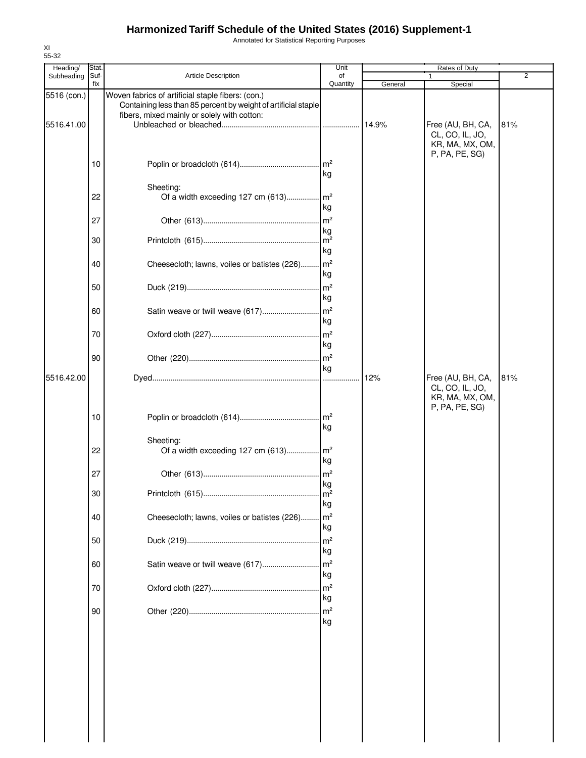# Harmonized Tariff Schedule of the United States (2016) Supplement-1

Annotated for Statistical Reporting Purposes

XI
55-32

| Heading/ Subheading | Stat. Suf-fix | Article Description | Unit of Quantity | Rates of Duty 1 General | Rates of Duty 1 Special | Rates of Duty 2 |
|---|---|---|---|---|---|---|
| 5516 (con.) | | Woven fabrics of artificial staple fibers: (con.) | | | | |
| | | Containing less than 85 percent by weight of artificial staple fibers, mixed mainly or solely with cotton: | | | | |
| 5516.41.00 | | Unbleached or bleached | | 14.9% | Free (AU, BH, CA, CL, CO, IL, JO, KR, MA, MX, OM, P, PA, PE, SG) | 81% |
| | 10 | Poplin or broadcloth (614) | m² kg | | | |
| | | Sheeting: | | | | |
| | 22 | Of a width exceeding 127 cm (613) | m² kg | | | |
| | 27 | Other (613) | m² kg | | | |
| | 30 | Printcloth (615) | m² kg | | | |
| | 40 | Cheesecloth; lawns, voiles or batistes (226) | m² kg | | | |
| | 50 | Duck (219) | m² kg | | | |
| | 60 | Satin weave or twill weave (617) | m² kg | | | |
| | 70 | Oxford cloth (227) | m² kg | | | |
| | 90 | Other (220) | m² kg | | | |
| 5516.42.00 | | Dyed | | 12% | Free (AU, BH, CA, CL, CO, IL, JO, KR, MA, MX, OM, P, PA, PE, SG) | 81% |
| | 10 | Poplin or broadcloth (614) | m² kg | | | |
| | | Sheeting: | | | | |
| | 22 | Of a width exceeding 127 cm (613) | m² kg | | | |
| | 27 | Other (613) | m² kg | | | |
| | 30 | Printcloth (615) | m² kg | | | |
| | 40 | Cheesecloth; lawns, voiles or batistes (226) | m² kg | | | |
| | 50 | Duck (219) | m² kg | | | |
| | 60 | Satin weave or twill weave (617) | m² kg | | | |
| | 70 | Oxford cloth (227) | m² kg | | | |
| | 90 | Other (220) | m² kg | | | |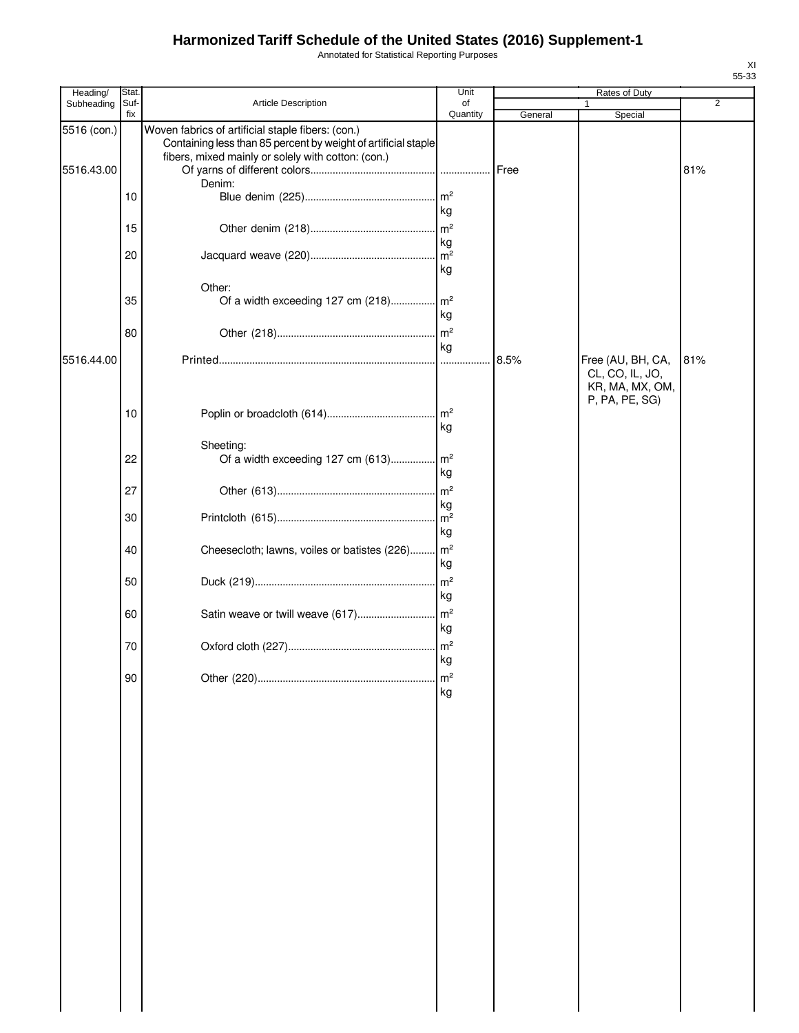# Harmonized Tariff Schedule of the United States (2016) Supplement-1

Annotated for Statistical Reporting Purposes

XI
55-33

| Heading/ Subheading | Stat. Suf- fix | Article Description | Unit of Quantity | Rates of Duty 1 General | Rates of Duty 1 Special | Rates of Duty 2 |
|---|---|---|---|---|---|---|
| 5516 (con.) | | Woven fabrics of artificial staple fibers: (con.) | | | | |
| | | Containing less than 85 percent by weight of artificial staple fibers, mixed mainly or solely with cotton: (con.) | | | | |
| 5516.43.00 | | Of yarns of different colors | | Free | | 81% |
| | | Denim: | | | | |
| | 10 | Blue denim (225) | m²<br>kg | | | |
| | 15 | Other denim (218) | m²<br>kg | | | |
| | 20 | Jacquard weave (220) | m²<br>kg | | | |
| | | Other: | | | | |
| | 35 | Of a width exceeding 127 cm (218) | m²<br>kg | | | |
| | 80 | Other (218) | m²<br>kg | | | |
| 5516.44.00 | | Printed | | 8.5% | Free (AU, BH, CA, CL, CO, IL, JO, KR, MA, MX, OM, P, PA, PE, SG) | 81% |
| | 10 | Poplin or broadcloth (614) | m²<br>kg | | | |
| | | Sheeting: | | | | |
| | 22 | Of a width exceeding 127 cm (613) | m²<br>kg | | | |
| | 27 | Other (613) | m²<br>kg | | | |
| | 30 | Printcloth (615) | m²<br>kg | | | |
| | 40 | Cheesecloth; lawns, voiles or batistes (226) | m²<br>kg | | | |
| | 50 | Duck (219) | m²<br>kg | | | |
| | 60 | Satin weave or twill weave (617) | m²<br>kg | | | |
| | 70 | Oxford cloth (227) | m²<br>kg | | | |
| | 90 | Other (220) | m²<br>kg | | | |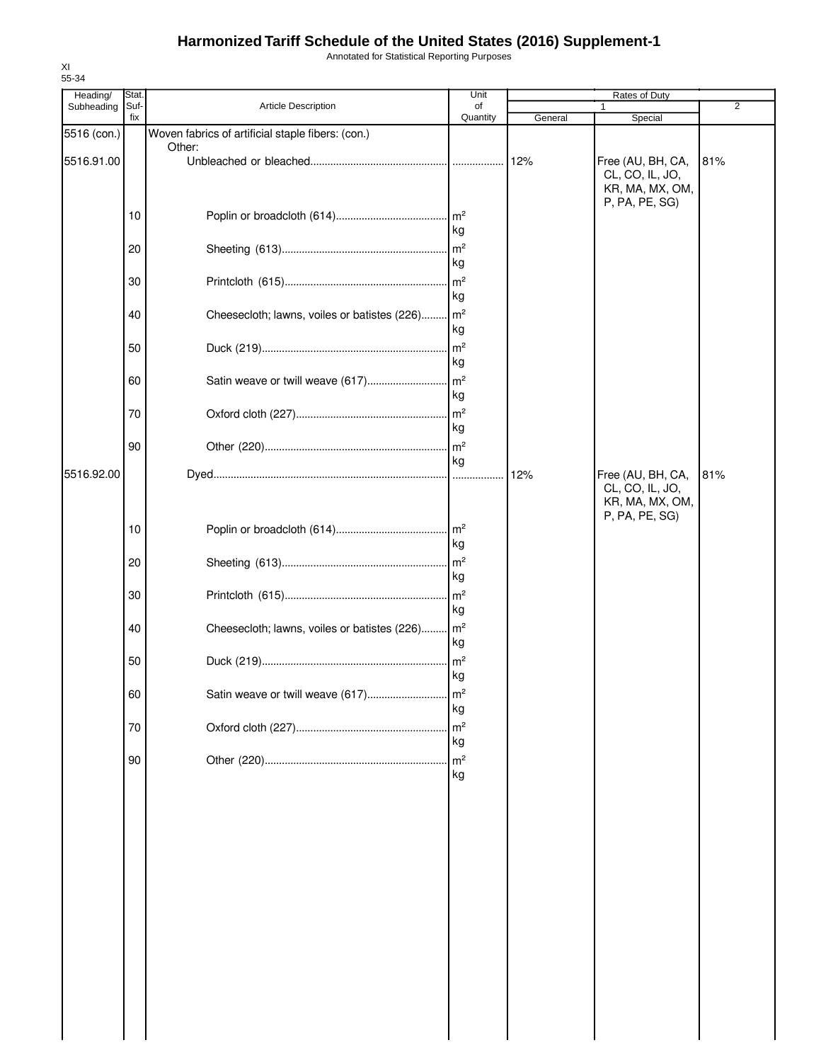# Harmonized Tariff Schedule of the United States (2016) Supplement-1

Annotated for Statistical Reporting Purposes

XI
55-34

| Heading/ Subheading | Stat. Suf-fix | Article Description | Unit of Quantity | Rates of Duty 1 General | Rates of Duty 1 Special | Rates of Duty 2 |
|---|---|---|---|---|---|---|
| 5516 (con.) | | Woven fabrics of artificial staple fibers: (con.) | | | | |
| | | Other: | | | | |
| 5516.91.00 | | Unbleached or bleached | | 12% | Free (AU, BH, CA, CL, CO, IL, JO, KR, MA, MX, OM, P, PA, PE, SG) | 81% |
| | 10 | Poplin or broadcloth (614) | m² kg | | | |
| | 20 | Sheeting (613) | m² kg | | | |
| | 30 | Printcloth (615) | m² kg | | | |
| | 40 | Cheesecloth; lawns, voiles or batistes (226) | m² kg | | | |
| | 50 | Duck (219) | m² kg | | | |
| | 60 | Satin weave or twill weave (617) | m² kg | | | |
| | 70 | Oxford cloth (227) | m² kg | | | |
| | 90 | Other (220) | m² kg | | | |
| 5516.92.00 | | Dyed | | 12% | Free (AU, BH, CA, CL, CO, IL, JO, KR, MA, MX, OM, P, PA, PE, SG) | 81% |
| | 10 | Poplin or broadcloth (614) | m² kg | | | |
| | 20 | Sheeting (613) | m² kg | | | |
| | 30 | Printcloth (615) | m² kg | | | |
| | 40 | Cheesecloth; lawns, voiles or batistes (226) | m² kg | | | |
| | 50 | Duck (219) | m² kg | | | |
| | 60 | Satin weave or twill weave (617) | m² kg | | | |
| | 70 | Oxford cloth (227) | m² kg | | | |
| | 90 | Other (220) | m² kg | | | |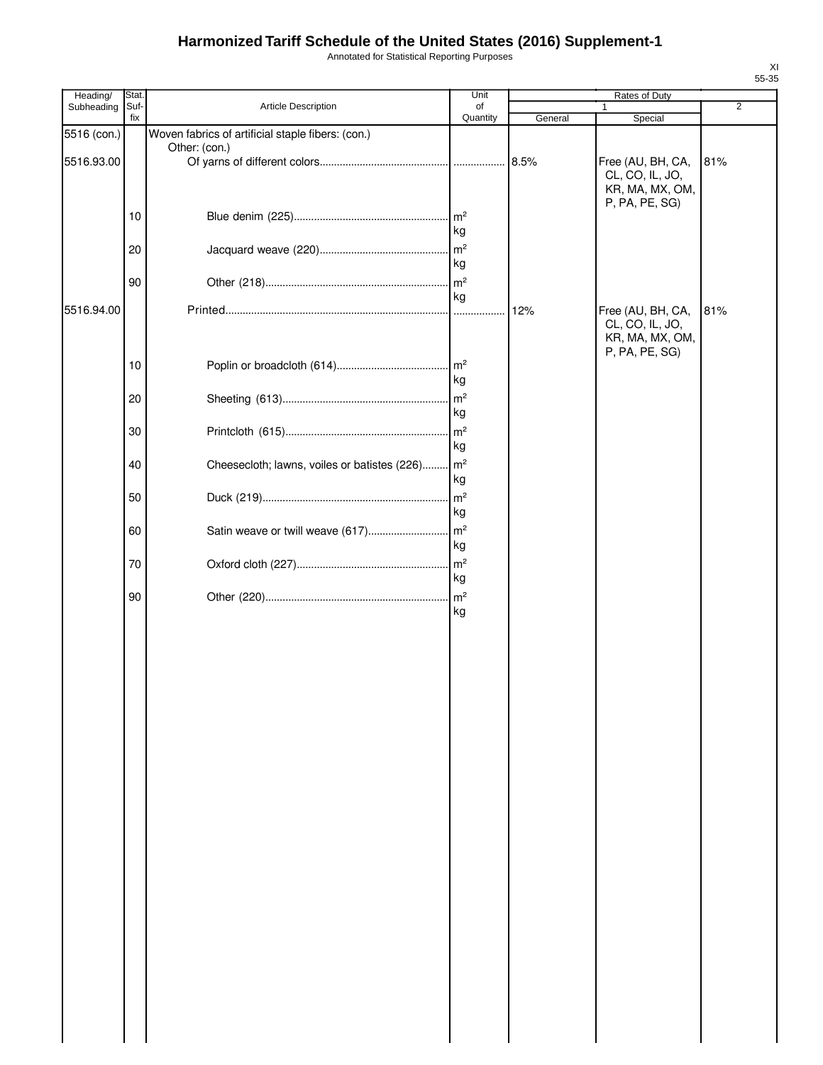# Harmonized Tariff Schedule of the United States (2016) Supplement-1

Annotated for Statistical Reporting Purposes

XI
55-35

| Heading/ Subheading | Stat. Suf- fix | Article Description | Unit of Quantity | Rates of Duty 1 General | Special | 2 |
|---|---|---|---|---|---|---|
| 5516 (con.) | | Woven fabrics of artificial staple fibers: (con.) | | | | |
| | | Other: (con.) | | | | |
| 5516.93.00 | | Of yarns of different colors | | 8.5% | Free (AU, BH, CA, CL, CO, IL, JO, KR, MA, MX, OM, P, PA, PE, SG) | 81% |
| | 10 | Blue denim (225) | m² kg | | | |
| | 20 | Jacquard weave (220) | m² kg | | | |
| | 90 | Other (218) | m² kg | | | |
| 5516.94.00 | | Printed | | 12% | Free (AU, BH, CA, CL, CO, IL, JO, KR, MA, MX, OM, P, PA, PE, SG) | 81% |
| | 10 | Poplin or broadcloth (614) | m² kg | | | |
| | 20 | Sheeting (613) | m² kg | | | |
| | 30 | Printcloth (615) | m² kg | | | |
| | 40 | Cheesecloth; lawns, voiles or batistes (226) | m² kg | | | |
| | 50 | Duck (219) | m² kg | | | |
| | 60 | Satin weave or twill weave (617) | m² kg | | | |
| | 70 | Oxford cloth (227) | m² kg | | | |
| | 90 | Other (220) | m² kg | | | |